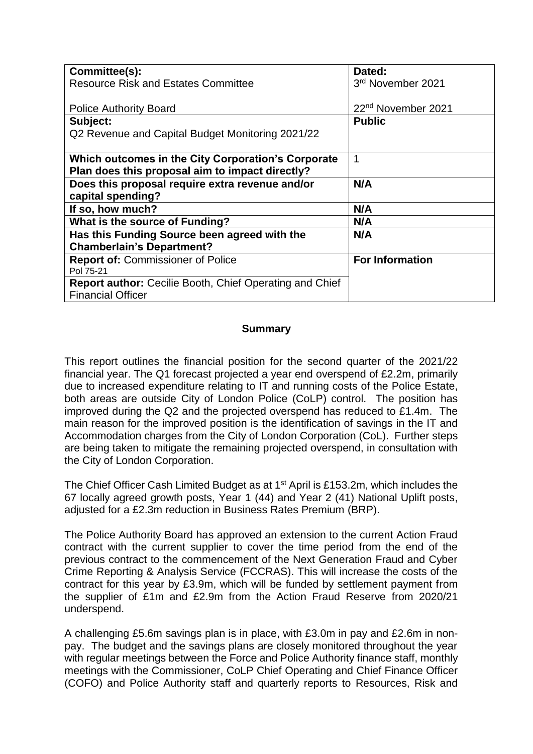| Committee(s): | Dated: |
|---|---|
| Resource Risk and Estates Committee<br><br>Police Authority Board | 3rd November 2021<br><br>22nd November 2021 |
| **Subject:**<br>Q2 Revenue and Capital Budget Monitoring 2021/22 | **Public** |
| **Which outcomes in the City Corporation's Corporate Plan does this proposal aim to impact directly?** | 1 |
| **Does this proposal require extra revenue and/or capital spending?** | **N/A** |
| **If so, how much?** | **N/A** |
| **What is the source of Funding?** | **N/A** |
| **Has this Funding Source been agreed with the Chamberlain's Department?** | **N/A** |
| **Report of:** Commissioner of Police<br>Pol 75-21 | **For Information** |
| **Report author:** Cecilie Booth, Chief Operating and Chief Financial Officer | |

## Summary

This report outlines the financial position for the second quarter of the 2021/22 financial year. The Q1 forecast projected a year end overspend of £2.2m, primarily due to increased expenditure relating to IT and running costs of the Police Estate, both areas are outside City of London Police (CoLP) control. The position has improved during the Q2 and the projected overspend has reduced to £1.4m. The main reason for the improved position is the identification of savings in the IT and Accommodation charges from the City of London Corporation (CoL). Further steps are being taken to mitigate the remaining projected overspend, in consultation with the City of London Corporation.

The Chief Officer Cash Limited Budget as at 1st April is £153.2m, which includes the 67 locally agreed growth posts, Year 1 (44) and Year 2 (41) National Uplift posts, adjusted for a £2.3m reduction in Business Rates Premium (BRP).

The Police Authority Board has approved an extension to the current Action Fraud contract with the current supplier to cover the time period from the end of the previous contract to the commencement of the Next Generation Fraud and Cyber Crime Reporting & Analysis Service (FCCRAS). This will increase the costs of the contract for this year by £3.9m, which will be funded by settlement payment from the supplier of £1m and £2.9m from the Action Fraud Reserve from 2020/21 underspend.

A challenging £5.6m savings plan is in place, with £3.0m in pay and £2.6m in non-pay. The budget and the savings plans are closely monitored throughout the year with regular meetings between the Force and Police Authority finance staff, monthly meetings with the Commissioner, CoLP Chief Operating and Chief Finance Officer (COFO) and Police Authority staff and quarterly reports to Resources, Risk and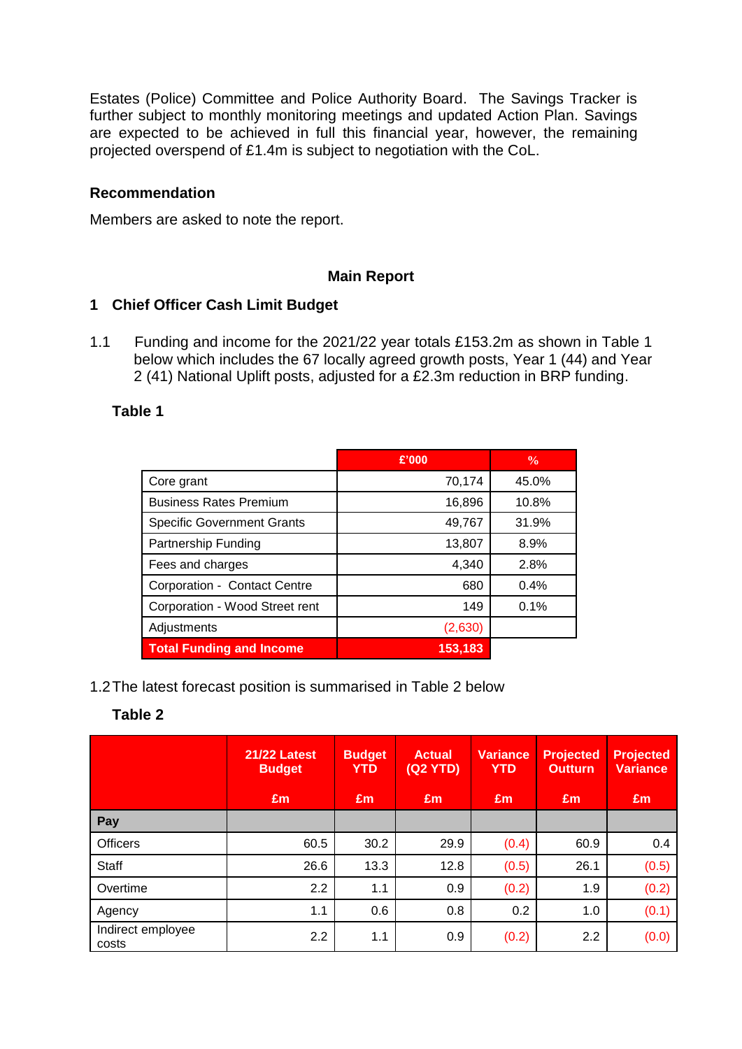Estates (Police) Committee and Police Authority Board. The Savings Tracker is further subject to monthly monitoring meetings and updated Action Plan. Savings are expected to be achieved in full this financial year, however, the remaining projected overspend of £1.4m is subject to negotiation with the CoL.

### Recommendation

Members are asked to note the report.

## Main Report

### 1 Chief Officer Cash Limit Budget

1.1 Funding and income for the 2021/22 year totals £153.2m as shown in Table 1 below which includes the 67 locally agreed growth posts, Year 1 (44) and Year 2 (41) National Uplift posts, adjusted for a £2.3m reduction in BRP funding.

**Table 1**

| | £'000 | % |
|---|---|---|
| Core grant | 70,174 | 45.0% |
| Business Rates Premium | 16,896 | 10.8% |
| Specific Government Grants | 49,767 | 31.9% |
| Partnership Funding | 13,807 | 8.9% |
| Fees and charges | 4,340 | 2.8% |
| Corporation - Contact Centre | 680 | 0.4% |
| Corporation - Wood Street rent | 149 | 0.1% |
| Adjustments | (2,630) | |
| **Total Funding and Income** | **153,183** | |

1.2 The latest forecast position is summarised in Table 2 below

**Table 2**

| | 21/22 Latest Budget £m | Budget YTD £m | Actual (Q2 YTD) £m | Variance YTD £m | Projected Outturn £m | Projected Variance £m |
|---|---|---|---|---|---|---|
| **Pay** | | | | | | |
| Officers | 60.5 | 30.2 | 29.9 | (0.4) | 60.9 | 0.4 |
| Staff | 26.6 | 13.3 | 12.8 | (0.5) | 26.1 | (0.5) |
| Overtime | 2.2 | 1.1 | 0.9 | (0.2) | 1.9 | (0.2) |
| Agency | 1.1 | 0.6 | 0.8 | 0.2 | 1.0 | (0.1) |
| Indirect employee costs | 2.2 | 1.1 | 0.9 | (0.2) | 2.2 | (0.0) |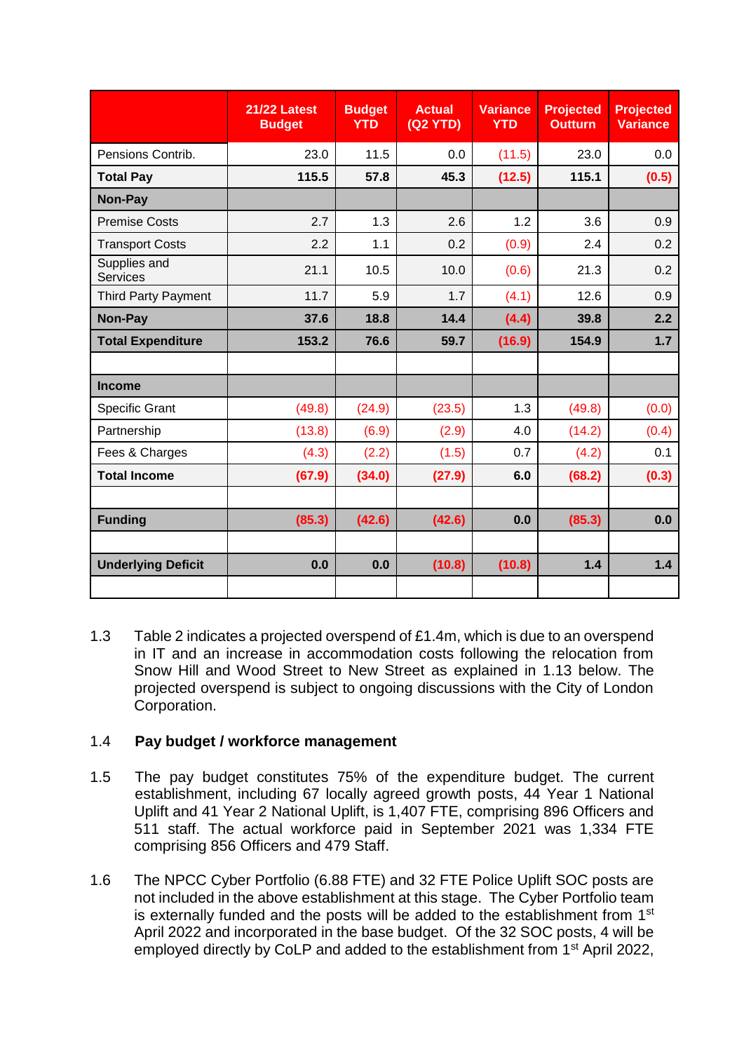| | 21/22 Latest Budget | Budget YTD | Actual (Q2 YTD) | Variance YTD | Projected Outturn | Projected Variance |
|---|---|---|---|---|---|---|
| Pensions Contrib. | 23.0 | 11.5 | 0.0 | (11.5) | 23.0 | 0.0 |
| **Total Pay** | **115.5** | **57.8** | **45.3** | **(12.5)** | **115.1** | **(0.5)** |
| **Non-Pay** | | | | | | |
| Premise Costs | 2.7 | 1.3 | 2.6 | 1.2 | 3.6 | 0.9 |
| Transport Costs | 2.2 | 1.1 | 0.2 | (0.9) | 2.4 | 0.2 |
| Supplies and Services | 21.1 | 10.5 | 10.0 | (0.6) | 21.3 | 0.2 |
| Third Party Payment | 11.7 | 5.9 | 1.7 | (4.1) | 12.6 | 0.9 |
| **Non-Pay** | **37.6** | **18.8** | **14.4** | **(4.4)** | **39.8** | **2.2** |
| **Total Expenditure** | **153.2** | **76.6** | **59.7** | **(16.9)** | **154.9** | **1.7** |
| | | | | | | |
| **Income** | | | | | | |
| Specific Grant | (49.8) | (24.9) | (23.5) | 1.3 | (49.8) | (0.0) |
| Partnership | (13.8) | (6.9) | (2.9) | 4.0 | (14.2) | (0.4) |
| Fees & Charges | (4.3) | (2.2) | (1.5) | 0.7 | (4.2) | 0.1 |
| **Total Income** | **(67.9)** | **(34.0)** | **(27.9)** | **6.0** | **(68.2)** | **(0.3)** |
| | | | | | | |
| **Funding** | **(85.3)** | **(42.6)** | **(42.6)** | **0.0** | **(85.3)** | **0.0** |
| | | | | | | |
| **Underlying Deficit** | **0.0** | **0.0** | **(10.8)** | **(10.8)** | **1.4** | **1.4** |
| | | | | | | |

1.3 Table 2 indicates a projected overspend of £1.4m, which is due to an overspend in IT and an increase in accommodation costs following the relocation from Snow Hill and Wood Street to New Street as explained in 1.13 below. The projected overspend is subject to ongoing discussions with the City of London Corporation.

1.4 **Pay budget / workforce management**

1.5 The pay budget constitutes 75% of the expenditure budget. The current establishment, including 67 locally agreed growth posts, 44 Year 1 National Uplift and 41 Year 2 National Uplift, is 1,407 FTE, comprising 896 Officers and 511 staff. The actual workforce paid in September 2021 was 1,334 FTE comprising 856 Officers and 479 Staff.

1.6 The NPCC Cyber Portfolio (6.88 FTE) and 32 FTE Police Uplift SOC posts are not included in the above establishment at this stage. The Cyber Portfolio team is externally funded and the posts will be added to the establishment from 1st April 2022 and incorporated in the base budget. Of the 32 SOC posts, 4 will be employed directly by CoLP and added to the establishment from 1st April 2022,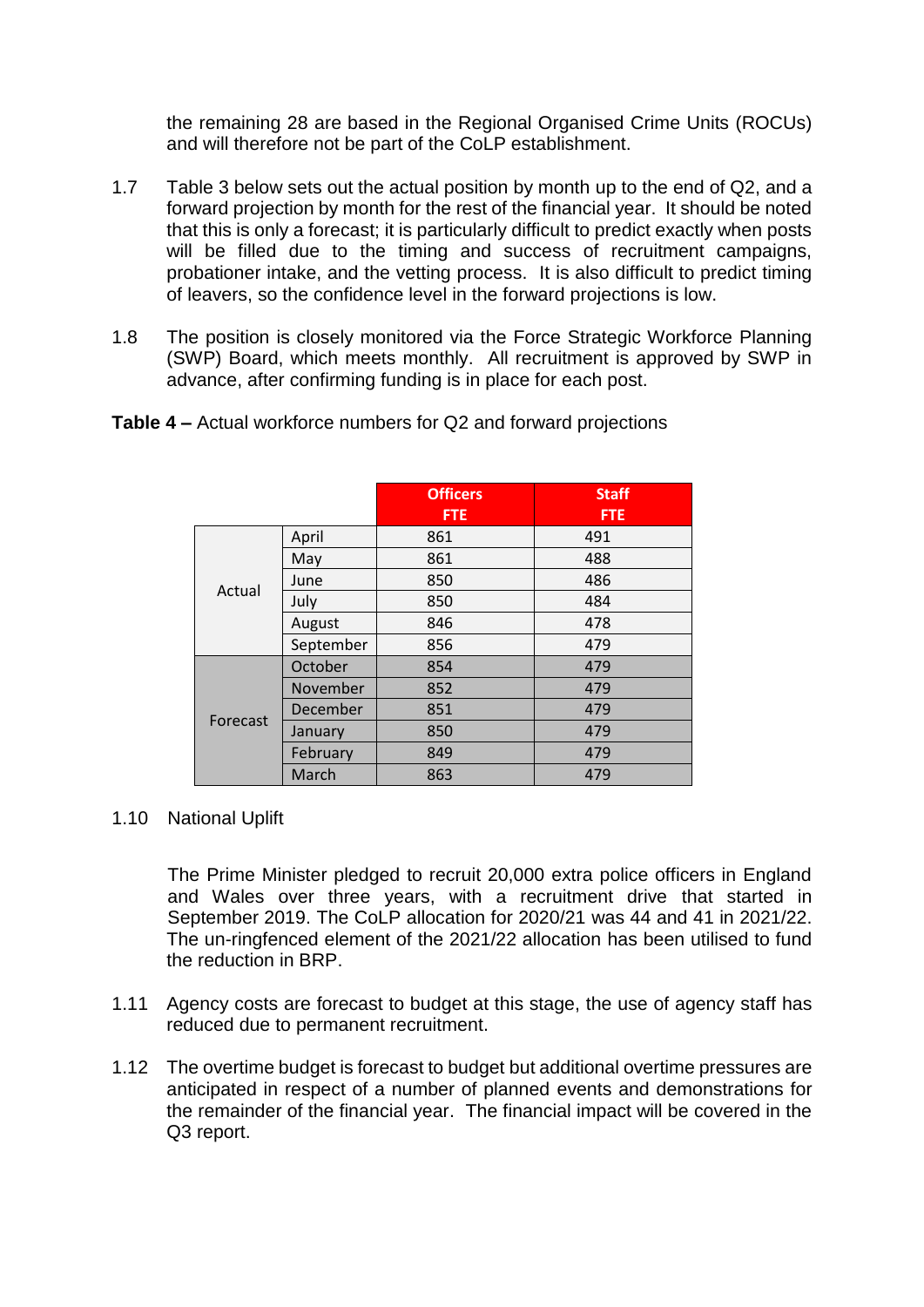the remaining 28 are based in the Regional Organised Crime Units (ROCUs) and will therefore not be part of the CoLP establishment.

1.7 Table 3 below sets out the actual position by month up to the end of Q2, and a forward projection by month for the rest of the financial year. It should be noted that this is only a forecast; it is particularly difficult to predict exactly when posts will be filled due to the timing and success of recruitment campaigns, probationer intake, and the vetting process. It is also difficult to predict timing of leavers, so the confidence level in the forward projections is low.

1.8 The position is closely monitored via the Force Strategic Workforce Planning (SWP) Board, which meets monthly. All recruitment is approved by SWP in advance, after confirming funding is in place for each post.

**Table 4 –** Actual workforce numbers for Q2 and forward projections

| | | Officers FTE | Staff FTE |
|---|---|---|---|
| Actual | April | 861 | 491 |
| | May | 861 | 488 |
| | June | 850 | 486 |
| | July | 850 | 484 |
| | August | 846 | 478 |
| | September | 856 | 479 |
| Forecast | October | 854 | 479 |
| | November | 852 | 479 |
| | December | 851 | 479 |
| | January | 850 | 479 |
| | February | 849 | 479 |
| | March | 863 | 479 |

1.10 National Uplift

The Prime Minister pledged to recruit 20,000 extra police officers in England and Wales over three years, with a recruitment drive that started in September 2019. The CoLP allocation for 2020/21 was 44 and 41 in 2021/22. The un-ringfenced element of the 2021/22 allocation has been utilised to fund the reduction in BRP.

1.11 Agency costs are forecast to budget at this stage, the use of agency staff has reduced due to permanent recruitment.

1.12 The overtime budget is forecast to budget but additional overtime pressures are anticipated in respect of a number of planned events and demonstrations for the remainder of the financial year. The financial impact will be covered in the Q3 report.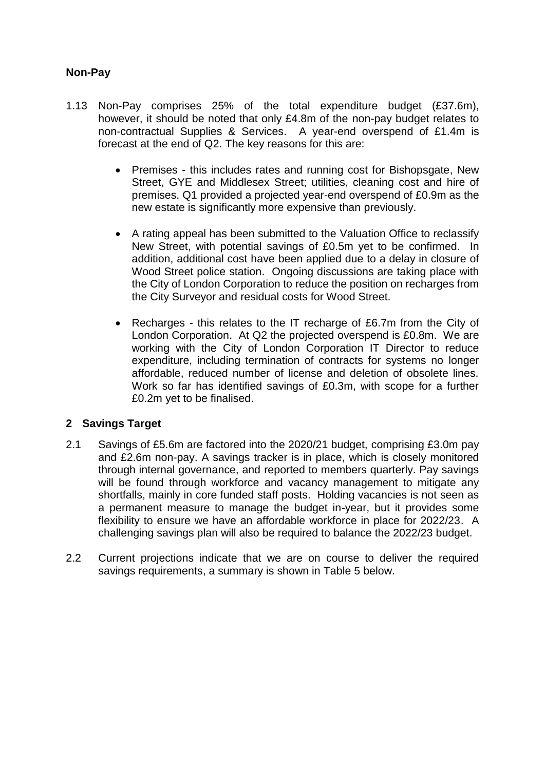### Non-Pay

1.13 Non-Pay comprises 25% of the total expenditure budget (£37.6m), however, it should be noted that only £4.8m of the non-pay budget relates to non-contractual Supplies & Services. A year-end overspend of £1.4m is forecast at the end of Q2. The key reasons for this are:

- Premises - this includes rates and running cost for Bishopsgate, New Street, GYE and Middlesex Street; utilities, cleaning cost and hire of premises. Q1 provided a projected year-end overspend of £0.9m as the new estate is significantly more expensive than previously.
- A rating appeal has been submitted to the Valuation Office to reclassify New Street, with potential savings of £0.5m yet to be confirmed. In addition, additional cost have been applied due to a delay in closure of Wood Street police station. Ongoing discussions are taking place with the City of London Corporation to reduce the position on recharges from the City Surveyor and residual costs for Wood Street.
- Recharges - this relates to the IT recharge of £6.7m from the City of London Corporation. At Q2 the projected overspend is £0.8m. We are working with the City of London Corporation IT Director to reduce expenditure, including termination of contracts for systems no longer affordable, reduced number of license and deletion of obsolete lines. Work so far has identified savings of £0.3m, with scope for a further £0.2m yet to be finalised.

## 2 Savings Target

2.1 Savings of £5.6m are factored into the 2020/21 budget, comprising £3.0m pay and £2.6m non-pay. A savings tracker is in place, which is closely monitored through internal governance, and reported to members quarterly. Pay savings will be found through workforce and vacancy management to mitigate any shortfalls, mainly in core funded staff posts. Holding vacancies is not seen as a permanent measure to manage the budget in-year, but it provides some flexibility to ensure we have an affordable workforce in place for 2022/23. A challenging savings plan will also be required to balance the 2022/23 budget.

2.2 Current projections indicate that we are on course to deliver the required savings requirements, a summary is shown in Table 5 below.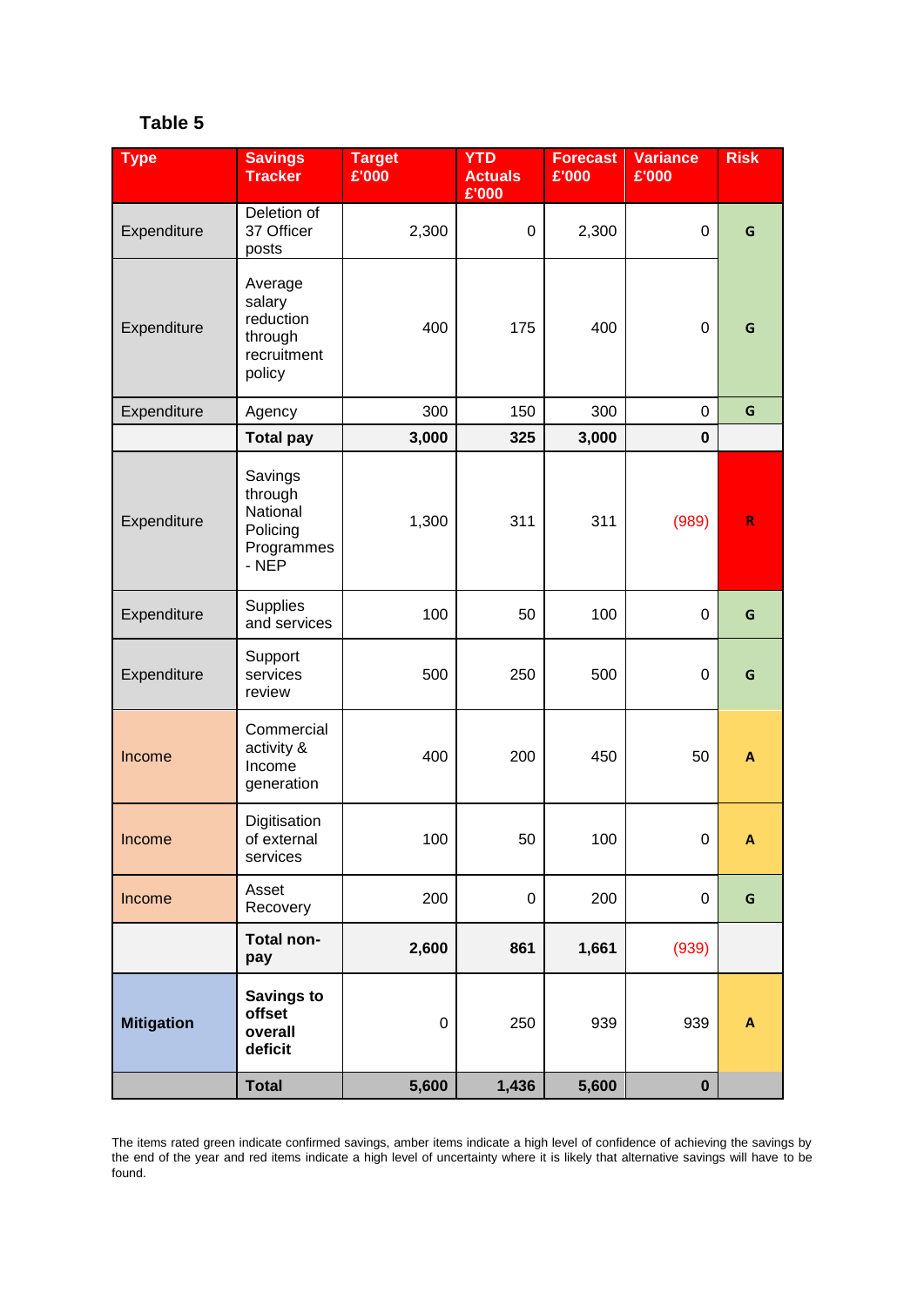**Table 5**

| Type | Savings Tracker | Target £'000 | YTD Actuals £'000 | Forecast £'000 | Variance £'000 | Risk |
|---|---|---|---|---|---|---|
| Expenditure | Deletion of 37 Officer posts | 2,300 | 0 | 2,300 | 0 | G |
| Expenditure | Average salary reduction through recruitment policy | 400 | 175 | 400 | 0 | G |
| Expenditure | Agency | 300 | 150 | 300 | 0 | G |
| | **Total pay** | **3,000** | **325** | **3,000** | **0** | |
| Expenditure | Savings through National Policing Programmes - NEP | 1,300 | 311 | 311 | (989) | R |
| Expenditure | Supplies and services | 100 | 50 | 100 | 0 | G |
| Expenditure | Support services review | 500 | 250 | 500 | 0 | G |
| Income | Commercial activity & Income generation | 400 | 200 | 450 | 50 | A |
| Income | Digitisation of external services | 100 | 50 | 100 | 0 | A |
| Income | Asset Recovery | 200 | 0 | 200 | 0 | G |
| | **Total non-pay** | **2,600** | **861** | **1,661** | **(939)** | |
| **Mitigation** | **Savings to offset overall deficit** | 0 | 250 | 939 | 939 | A |
| | **Total** | **5,600** | **1,436** | **5,600** | **0** | |

The items rated green indicate confirmed savings, amber items indicate a high level of confidence of achieving the savings by the end of the year and red items indicate a high level of uncertainty where it is likely that alternative savings will have to be found.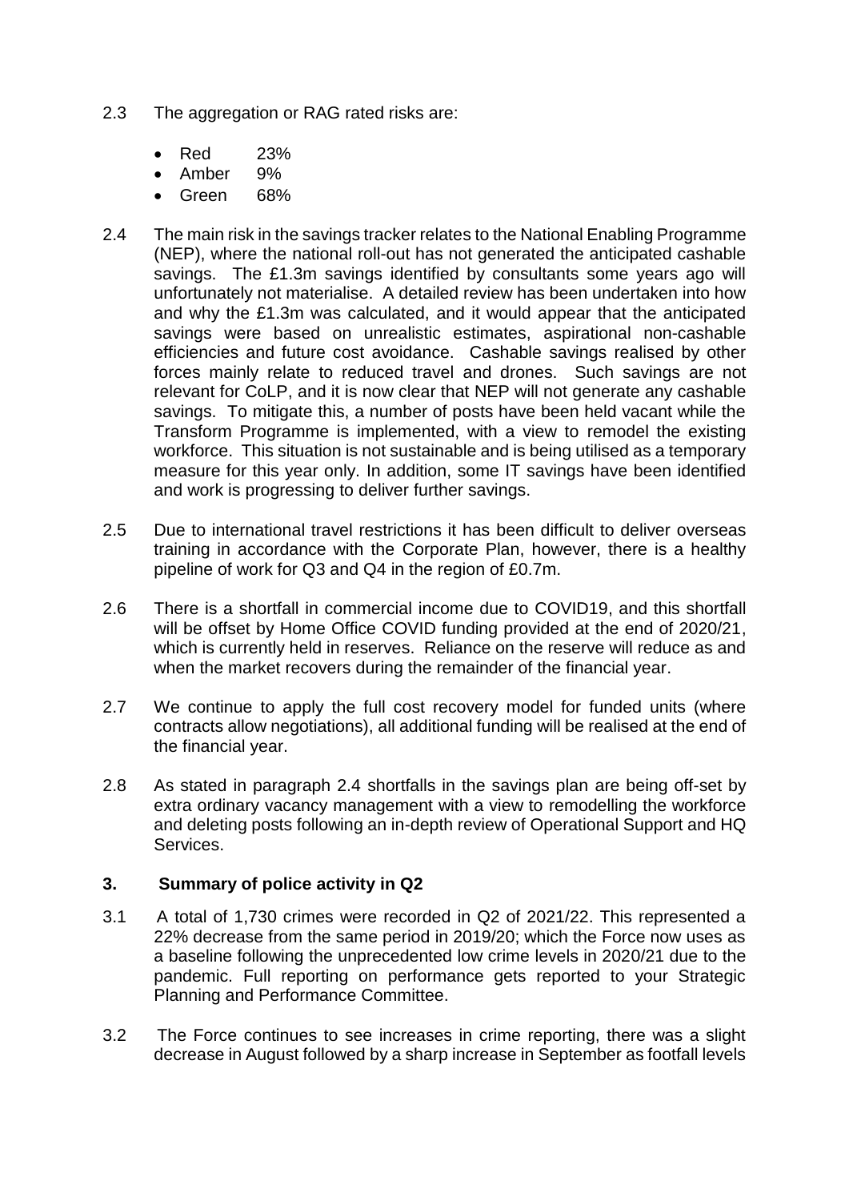2.3 The aggregation or RAG rated risks are:

- Red 23%
- Amber 9%
- Green 68%

2.4 The main risk in the savings tracker relates to the National Enabling Programme (NEP), where the national roll-out has not generated the anticipated cashable savings. The £1.3m savings identified by consultants some years ago will unfortunately not materialise. A detailed review has been undertaken into how and why the £1.3m was calculated, and it would appear that the anticipated savings were based on unrealistic estimates, aspirational non-cashable efficiencies and future cost avoidance. Cashable savings realised by other forces mainly relate to reduced travel and drones. Such savings are not relevant for CoLP, and it is now clear that NEP will not generate any cashable savings. To mitigate this, a number of posts have been held vacant while the Transform Programme is implemented, with a view to remodel the existing workforce. This situation is not sustainable and is being utilised as a temporary measure for this year only. In addition, some IT savings have been identified and work is progressing to deliver further savings.

2.5 Due to international travel restrictions it has been difficult to deliver overseas training in accordance with the Corporate Plan, however, there is a healthy pipeline of work for Q3 and Q4 in the region of £0.7m.

2.6 There is a shortfall in commercial income due to COVID19, and this shortfall will be offset by Home Office COVID funding provided at the end of 2020/21, which is currently held in reserves. Reliance on the reserve will reduce as and when the market recovers during the remainder of the financial year.

2.7 We continue to apply the full cost recovery model for funded units (where contracts allow negotiations), all additional funding will be realised at the end of the financial year.

2.8 As stated in paragraph 2.4 shortfalls in the savings plan are being off-set by extra ordinary vacancy management with a view to remodelling the workforce and deleting posts following an in-depth review of Operational Support and HQ Services.

## 3. Summary of police activity in Q2

3.1 A total of 1,730 crimes were recorded in Q2 of 2021/22. This represented a 22% decrease from the same period in 2019/20; which the Force now uses as a baseline following the unprecedented low crime levels in 2020/21 due to the pandemic. Full reporting on performance gets reported to your Strategic Planning and Performance Committee.

3.2 The Force continues to see increases in crime reporting, there was a slight decrease in August followed by a sharp increase in September as footfall levels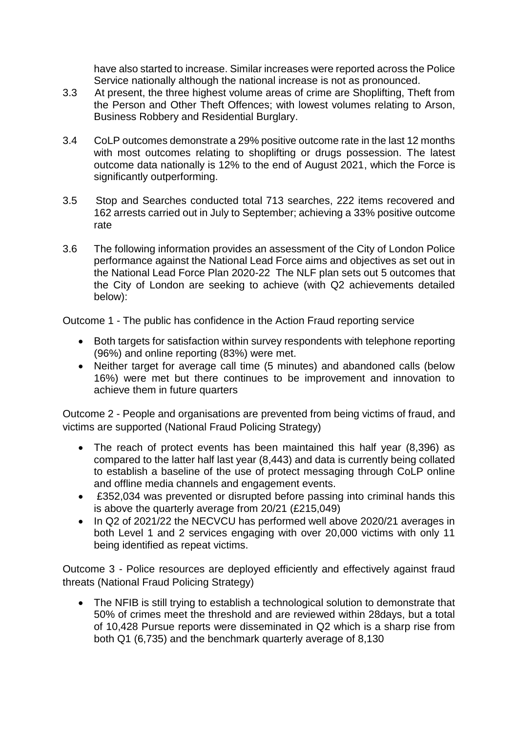have also started to increase. Similar increases were reported across the Police Service nationally although the national increase is not as pronounced.

3.3 At present, the three highest volume areas of crime are Shoplifting, Theft from the Person and Other Theft Offences; with lowest volumes relating to Arson, Business Robbery and Residential Burglary.

3.4 CoLP outcomes demonstrate a 29% positive outcome rate in the last 12 months with most outcomes relating to shoplifting or drugs possession. The latest outcome data nationally is 12% to the end of August 2021, which the Force is significantly outperforming.

3.5 Stop and Searches conducted total 713 searches, 222 items recovered and 162 arrests carried out in July to September; achieving a 33% positive outcome rate

3.6 The following information provides an assessment of the City of London Police performance against the National Lead Force aims and objectives as set out in the National Lead Force Plan 2020-22 The NLF plan sets out 5 outcomes that the City of London are seeking to achieve (with Q2 achievements detailed below):

Outcome 1 - The public has confidence in the Action Fraud reporting service

- Both targets for satisfaction within survey respondents with telephone reporting (96%) and online reporting (83%) were met.
- Neither target for average call time (5 minutes) and abandoned calls (below 16%) were met but there continues to be improvement and innovation to achieve them in future quarters

Outcome 2 - People and organisations are prevented from being victims of fraud, and victims are supported (National Fraud Policing Strategy)

- The reach of protect events has been maintained this half year (8,396) as compared to the latter half last year (8,443) and data is currently being collated to establish a baseline of the use of protect messaging through CoLP online and offline media channels and engagement events.
- £352,034 was prevented or disrupted before passing into criminal hands this is above the quarterly average from 20/21 (£215,049)
- In Q2 of 2021/22 the NECVCU has performed well above 2020/21 averages in both Level 1 and 2 services engaging with over 20,000 victims with only 11 being identified as repeat victims.

Outcome 3 - Police resources are deployed efficiently and effectively against fraud threats (National Fraud Policing Strategy)

- The NFIB is still trying to establish a technological solution to demonstrate that 50% of crimes meet the threshold and are reviewed within 28days, but a total of 10,428 Pursue reports were disseminated in Q2 which is a sharp rise from both Q1 (6,735) and the benchmark quarterly average of 8,130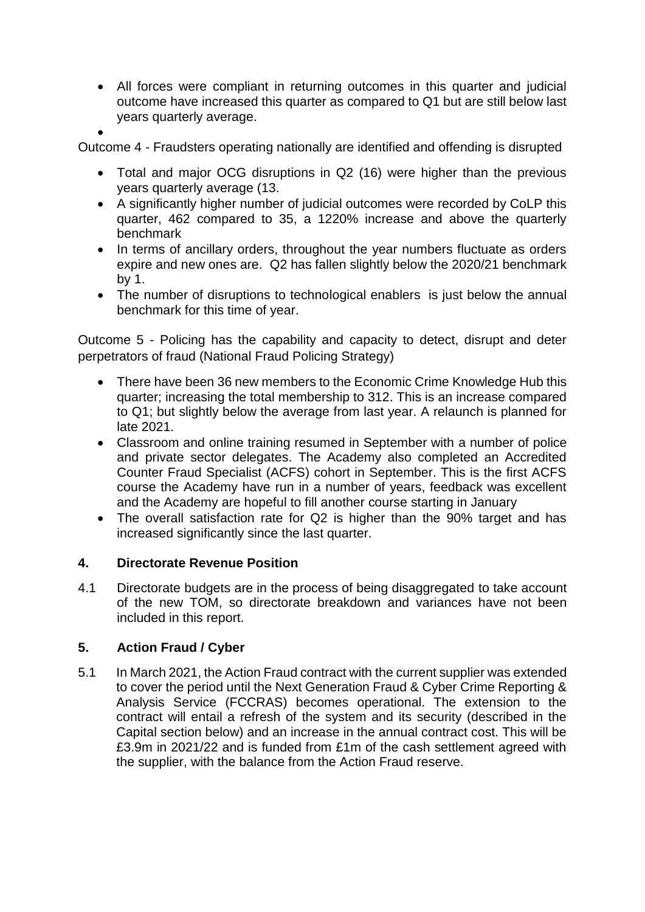- All forces were compliant in returning outcomes in this quarter and judicial outcome have increased this quarter as compared to Q1 but are still below last years quarterly average.
-

Outcome 4 - Fraudsters operating nationally are identified and offending is disrupted

- Total and major OCG disruptions in Q2 (16) were higher than the previous years quarterly average (13.
- A significantly higher number of judicial outcomes were recorded by CoLP this quarter, 462 compared to 35, a 1220% increase and above the quarterly benchmark
- In terms of ancillary orders, throughout the year numbers fluctuate as orders expire and new ones are. Q2 has fallen slightly below the 2020/21 benchmark by 1.
- The number of disruptions to technological enablers is just below the annual benchmark for this time of year.

Outcome 5 - Policing has the capability and capacity to detect, disrupt and deter perpetrators of fraud (National Fraud Policing Strategy)

- There have been 36 new members to the Economic Crime Knowledge Hub this quarter; increasing the total membership to 312. This is an increase compared to Q1; but slightly below the average from last year. A relaunch is planned for late 2021.
- Classroom and online training resumed in September with a number of police and private sector delegates. The Academy also completed an Accredited Counter Fraud Specialist (ACFS) cohort in September. This is the first ACFS course the Academy have run in a number of years, feedback was excellent and the Academy are hopeful to fill another course starting in January
- The overall satisfaction rate for Q2 is higher than the 90% target and has increased significantly since the last quarter.

## 4. Directorate Revenue Position

4.1 Directorate budgets are in the process of being disaggregated to take account of the new TOM, so directorate breakdown and variances have not been included in this report.

## 5. Action Fraud / Cyber

5.1 In March 2021, the Action Fraud contract with the current supplier was extended to cover the period until the Next Generation Fraud & Cyber Crime Reporting & Analysis Service (FCCRAS) becomes operational. The extension to the contract will entail a refresh of the system and its security (described in the Capital section below) and an increase in the annual contract cost. This will be £3.9m in 2021/22 and is funded from £1m of the cash settlement agreed with the supplier, with the balance from the Action Fraud reserve.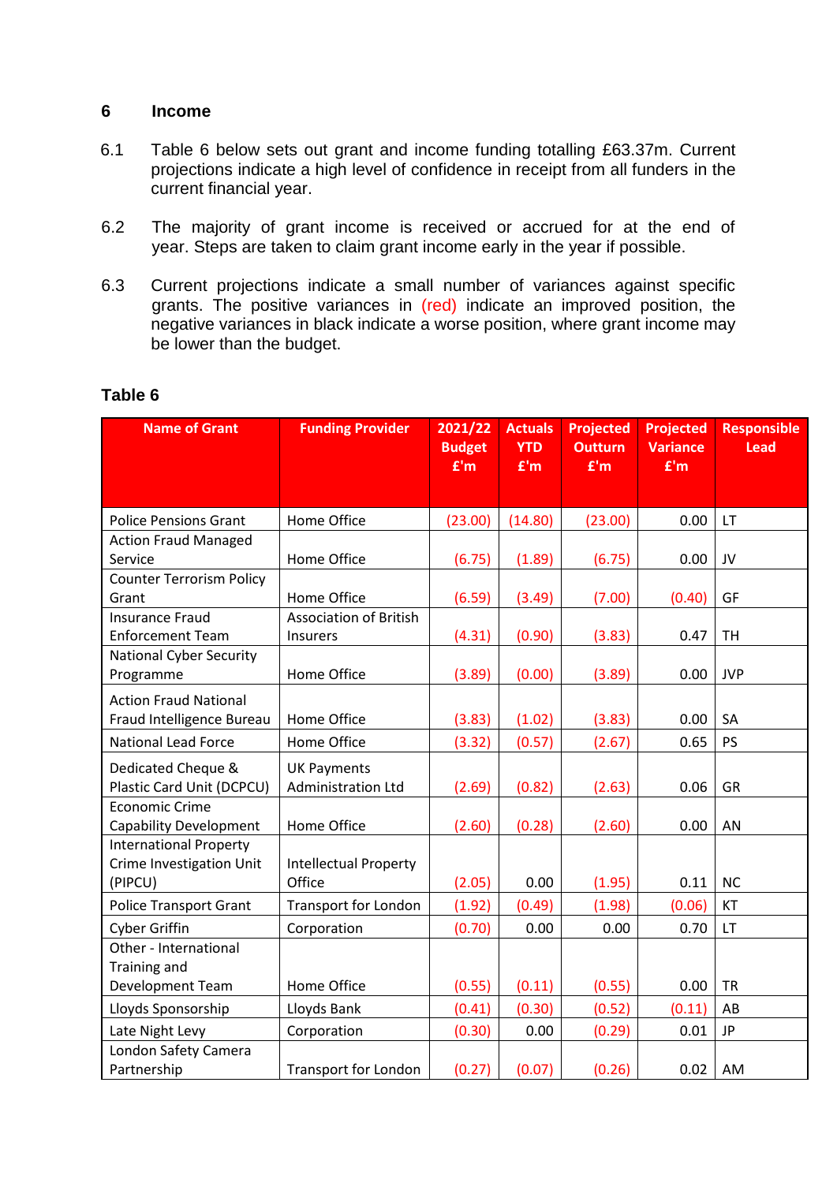## 6 Income

6.1 Table 6 below sets out grant and income funding totalling £63.37m. Current projections indicate a high level of confidence in receipt from all funders in the current financial year.

6.2 The majority of grant income is received or accrued for at the end of year. Steps are taken to claim grant income early in the year if possible.

6.3 Current projections indicate a small number of variances against specific grants. The positive variances in (red) indicate an improved position, the negative variances in black indicate a worse position, where grant income may be lower than the budget.

**Table 6**

| Name of Grant | Funding Provider | 2021/22 Budget £'m | Actuals YTD £'m | Projected Outturn £'m | Projected Variance £'m | Responsible Lead |
|---|---|---|---|---|---|---|
| Police Pensions Grant | Home Office | (23.00) | (14.80) | (23.00) | 0.00 | LT |
| Action Fraud Managed Service | Home Office | (6.75) | (1.89) | (6.75) | 0.00 | JV |
| Counter Terrorism Policy Grant | Home Office | (6.59) | (3.49) | (7.00) | (0.40) | GF |
| Insurance Fraud Enforcement Team | Association of British Insurers | (4.31) | (0.90) | (3.83) | 0.47 | TH |
| National Cyber Security Programme | Home Office | (3.89) | (0.00) | (3.89) | 0.00 | JVP |
| Action Fraud National Fraud Intelligence Bureau | Home Office | (3.83) | (1.02) | (3.83) | 0.00 | SA |
| National Lead Force | Home Office | (3.32) | (0.57) | (2.67) | 0.65 | PS |
| Dedicated Cheque & Plastic Card Unit (DCPCU) | UK Payments Administration Ltd | (2.69) | (0.82) | (2.63) | 0.06 | GR |
| Economic Crime Capability Development | Home Office | (2.60) | (0.28) | (2.60) | 0.00 | AN |
| International Property Crime Investigation Unit (PIPCU) | Intellectual Property Office | (2.05) | 0.00 | (1.95) | 0.11 | NC |
| Police Transport Grant | Transport for London | (1.92) | (0.49) | (1.98) | (0.06) | KT |
| Cyber Griffin | Corporation | (0.70) | 0.00 | 0.00 | 0.70 | LT |
| Other - International Training and Development Team | Home Office | (0.55) | (0.11) | (0.55) | 0.00 | TR |
| Lloyds Sponsorship | Lloyds Bank | (0.41) | (0.30) | (0.52) | (0.11) | AB |
| Late Night Levy | Corporation | (0.30) | 0.00 | (0.29) | 0.01 | JP |
| London Safety Camera Partnership | Transport for London | (0.27) | (0.07) | (0.26) | 0.02 | AM |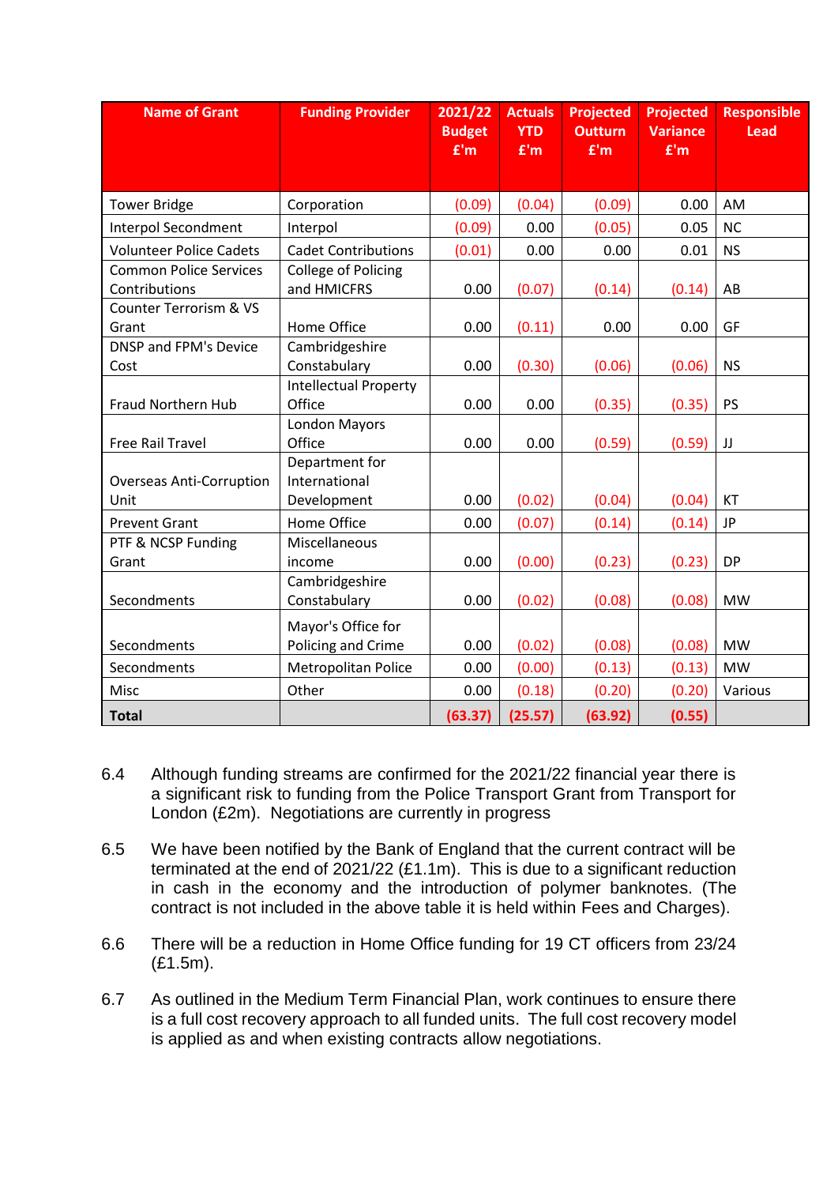| Name of Grant | Funding Provider | 2021/22 Budget £'m | Actuals YTD £'m | Projected Outturn £'m | Projected Variance £'m | Responsible Lead |
|---|---|---|---|---|---|---|
| Tower Bridge | Corporation | (0.09) | (0.04) | (0.09) | 0.00 | AM |
| Interpol Secondment | Interpol | (0.09) | 0.00 | (0.05) | 0.05 | NC |
| Volunteer Police Cadets | Cadet Contributions | (0.01) | 0.00 | 0.00 | 0.01 | NS |
| Common Police Services Contributions | College of Policing and HMICFRS | 0.00 | (0.07) | (0.14) | (0.14) | AB |
| Counter Terrorism & VS Grant | Home Office | 0.00 | (0.11) | 0.00 | 0.00 | GF |
| DNSP and FPM's Device Cost | Cambridgeshire Constabulary | 0.00 | (0.30) | (0.06) | (0.06) | NS |
| Fraud Northern Hub | Intellectual Property Office | 0.00 | 0.00 | (0.35) | (0.35) | PS |
| Free Rail Travel | London Mayors Office | 0.00 | 0.00 | (0.59) | (0.59) | JJ |
| Overseas Anti-Corruption Unit | Department for International Development | 0.00 | (0.02) | (0.04) | (0.04) | KT |
| Prevent Grant | Home Office | 0.00 | (0.07) | (0.14) | (0.14) | JP |
| PTF & NCSP Funding Grant | Miscellaneous income | 0.00 | (0.00) | (0.23) | (0.23) | DP |
| Secondments | Cambridgeshire Constabulary | 0.00 | (0.02) | (0.08) | (0.08) | MW |
| Secondments | Mayor's Office for Policing and Crime | 0.00 | (0.02) | (0.08) | (0.08) | MW |
| Secondments | Metropolitan Police | 0.00 | (0.00) | (0.13) | (0.13) | MW |
| Misc | Other | 0.00 | (0.18) | (0.20) | (0.20) | Various |
| **Total** | | **(63.37)** | **(25.57)** | **(63.92)** | **(0.55)** | |

6.4 Although funding streams are confirmed for the 2021/22 financial year there is a significant risk to funding from the Police Transport Grant from Transport for London (£2m). Negotiations are currently in progress

6.5 We have been notified by the Bank of England that the current contract will be terminated at the end of 2021/22 (£1.1m). This is due to a significant reduction in cash in the economy and the introduction of polymer banknotes. (The contract is not included in the above table it is held within Fees and Charges).

6.6 There will be a reduction in Home Office funding for 19 CT officers from 23/24 (£1.5m).

6.7 As outlined in the Medium Term Financial Plan, work continues to ensure there is a full cost recovery approach to all funded units. The full cost recovery model is applied as and when existing contracts allow negotiations.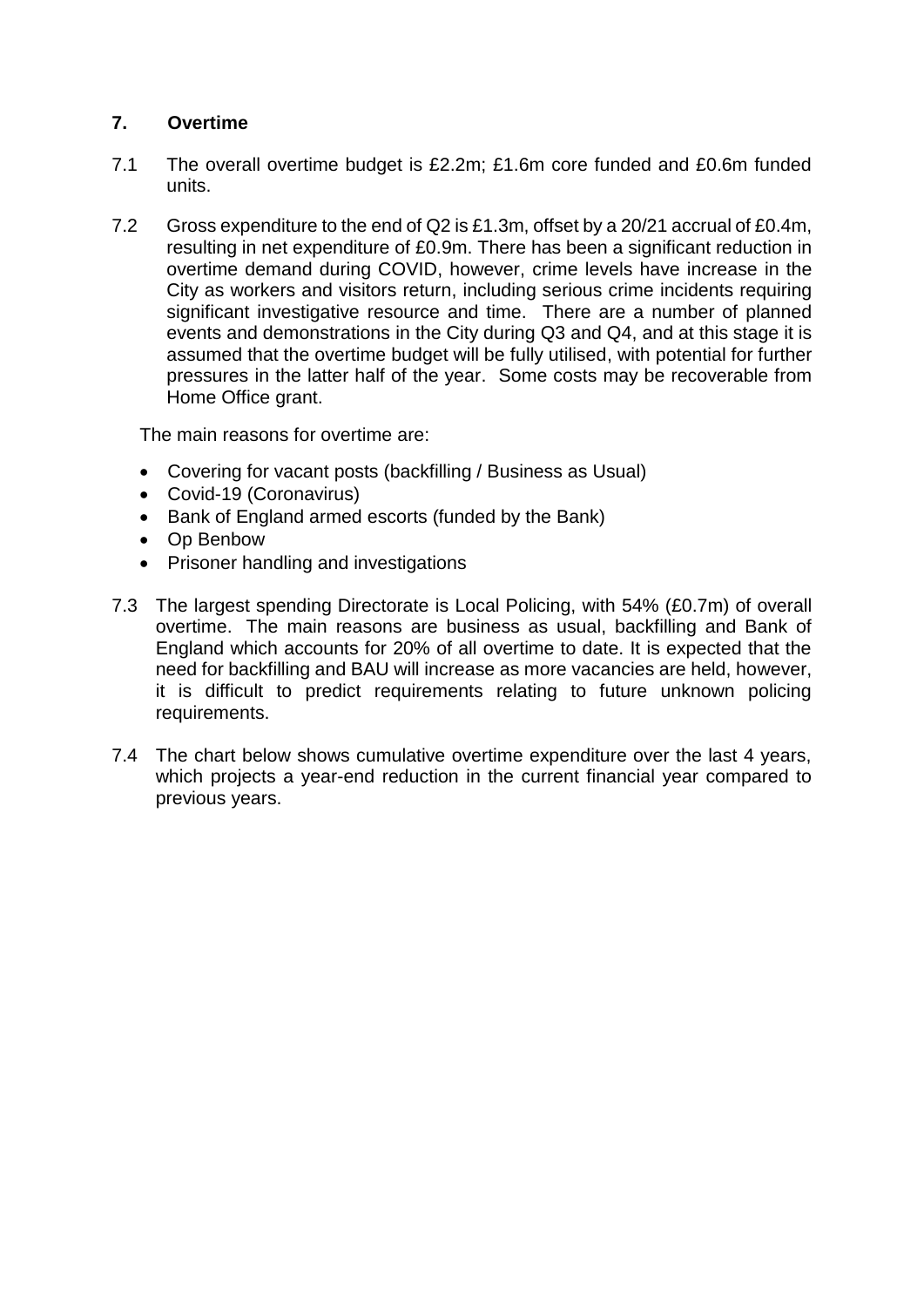## 7. Overtime

7.1 The overall overtime budget is £2.2m; £1.6m core funded and £0.6m funded units.

7.2 Gross expenditure to the end of Q2 is £1.3m, offset by a 20/21 accrual of £0.4m, resulting in net expenditure of £0.9m. There has been a significant reduction in overtime demand during COVID, however, crime levels have increase in the City as workers and visitors return, including serious crime incidents requiring significant investigative resource and time. There are a number of planned events and demonstrations in the City during Q3 and Q4, and at this stage it is assumed that the overtime budget will be fully utilised, with potential for further pressures in the latter half of the year. Some costs may be recoverable from Home Office grant.

The main reasons for overtime are:

- Covering for vacant posts (backfilling / Business as Usual)
- Covid-19 (Coronavirus)
- Bank of England armed escorts (funded by the Bank)
- Op Benbow
- Prisoner handling and investigations

7.3 The largest spending Directorate is Local Policing, with 54% (£0.7m) of overall overtime. The main reasons are business as usual, backfilling and Bank of England which accounts for 20% of all overtime to date. It is expected that the need for backfilling and BAU will increase as more vacancies are held, however, it is difficult to predict requirements relating to future unknown policing requirements.

7.4 The chart below shows cumulative overtime expenditure over the last 4 years, which projects a year-end reduction in the current financial year compared to previous years.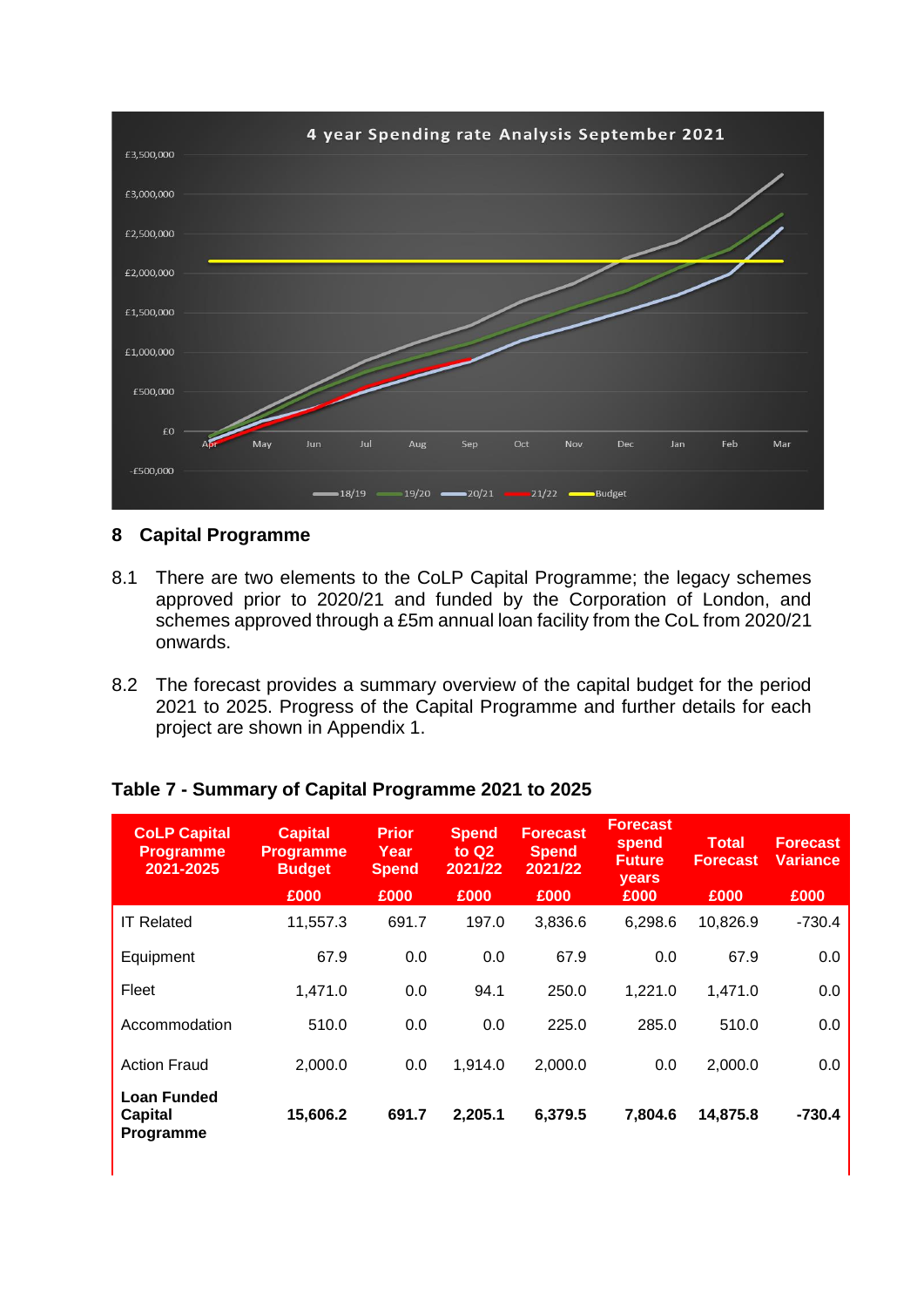## 8 Capital Programme

8.1 There are two elements to the CoLP Capital Programme; the legacy schemes approved prior to 2020/21 and funded by the Corporation of London, and schemes approved through a £5m annual loan facility from the CoL from 2020/21 onwards.

8.2 The forecast provides a summary overview of the capital budget for the period 2021 to 2025. Progress of the Capital Programme and further details for each project are shown in Appendix 1.

**Table 7 - Summary of Capital Programme 2021 to 2025**

| CoLP Capital Programme 2021-2025 | Capital Programme Budget £000 | Prior Year Spend £000 | Spend to Q2 2021/22 £000 | Forecast Spend 2021/22 £000 | Forecast spend Future years £000 | Total Forecast £000 | Forecast Variance £000 |
|---|---|---|---|---|---|---|---|
| IT Related | 11,557.3 | 691.7 | 197.0 | 3,836.6 | 6,298.6 | 10,826.9 | -730.4 |
| Equipment | 67.9 | 0.0 | 0.0 | 67.9 | 0.0 | 67.9 | 0.0 |
| Fleet | 1,471.0 | 0.0 | 94.1 | 250.0 | 1,221.0 | 1,471.0 | 0.0 |
| Accommodation | 510.0 | 0.0 | 0.0 | 225.0 | 285.0 | 510.0 | 0.0 |
| Action Fraud | 2,000.0 | 0.0 | 1,914.0 | 2,000.0 | 0.0 | 2,000.0 | 0.0 |
| **Loan Funded Capital Programme** | **15,606.2** | **691.7** | **2,205.1** | **6,379.5** | **7,804.6** | **14,875.8** | **-730.4** |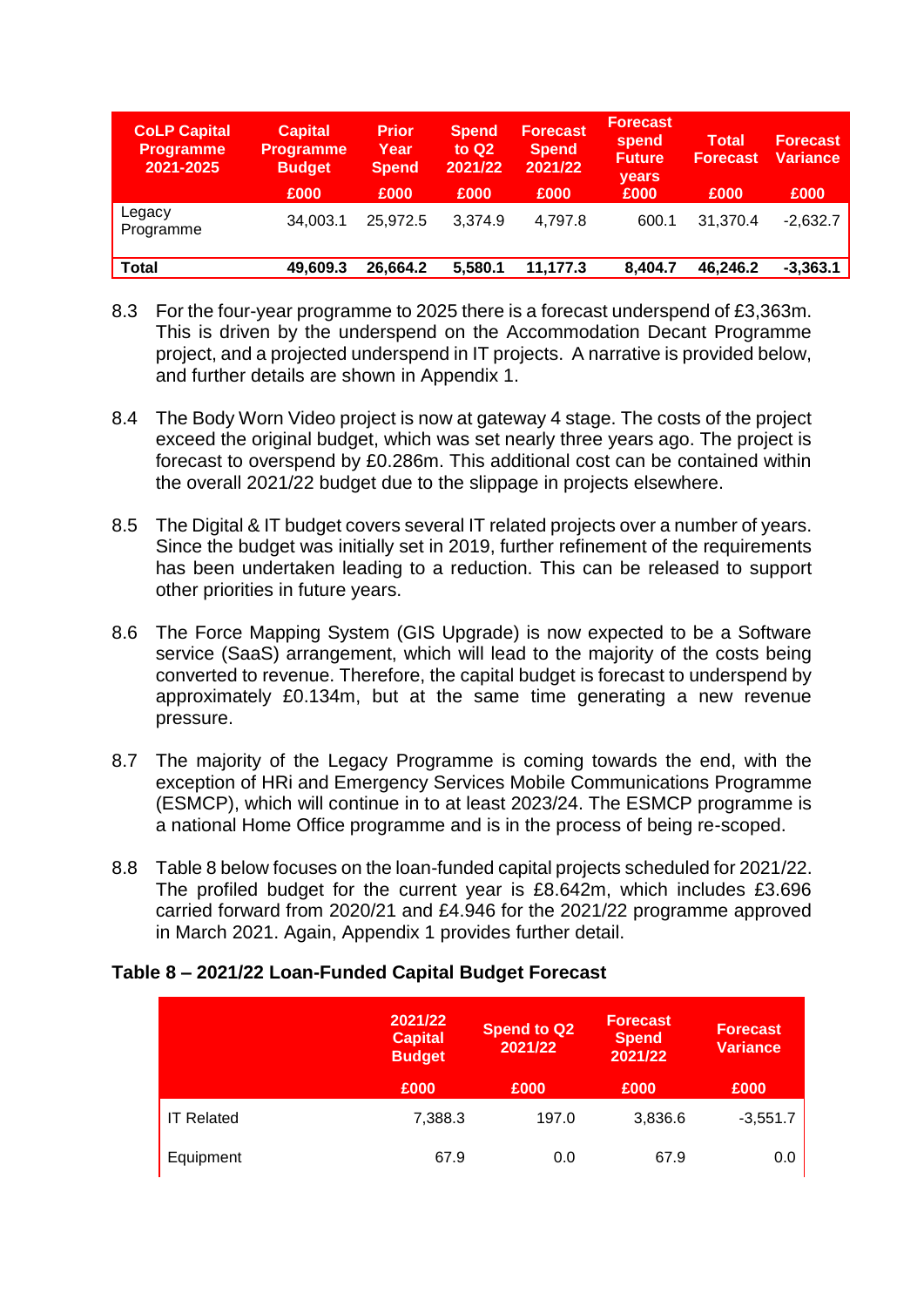| CoLP Capital Programme 2021-2025 | Capital Programme Budget | Prior Year Spend | Spend to Q2 2021/22 | Forecast Spend 2021/22 | Forecast spend Future years | Total Forecast | Forecast Variance |
|---|---|---|---|---|---|---|---|
| | £000 | £000 | £000 | £000 | £000 | £000 | £000 |
| Legacy Programme | 34,003.1 | 25,972.5 | 3,374.9 | 4,797.8 | 600.1 | 31,370.4 | -2,632.7 |
| **Total** | **49,609.3** | **26,664.2** | **5,580.1** | **11,177.3** | **8,404.7** | **46,246.2** | **-3,363.1** |

8.3 For the four-year programme to 2025 there is a forecast underspend of £3,363m. This is driven by the underspend on the Accommodation Decant Programme project, and a projected underspend in IT projects. A narrative is provided below, and further details are shown in Appendix 1.

8.4 The Body Worn Video project is now at gateway 4 stage. The costs of the project exceed the original budget, which was set nearly three years ago. The project is forecast to overspend by £0.286m. This additional cost can be contained within the overall 2021/22 budget due to the slippage in projects elsewhere.

8.5 The Digital & IT budget covers several IT related projects over a number of years. Since the budget was initially set in 2019, further refinement of the requirements has been undertaken leading to a reduction. This can be released to support other priorities in future years.

8.6 The Force Mapping System (GIS Upgrade) is now expected to be a Software service (SaaS) arrangement, which will lead to the majority of the costs being converted to revenue. Therefore, the capital budget is forecast to underspend by approximately £0.134m, but at the same time generating a new revenue pressure.

8.7 The majority of the Legacy Programme is coming towards the end, with the exception of HRi and Emergency Services Mobile Communications Programme (ESMCP), which will continue in to at least 2023/24. The ESMCP programme is a national Home Office programme and is in the process of being re-scoped.

8.8 Table 8 below focuses on the loan-funded capital projects scheduled for 2021/22. The profiled budget for the current year is £8.642m, which includes £3.696 carried forward from 2020/21 and £4.946 for the 2021/22 programme approved in March 2021. Again, Appendix 1 provides further detail.

**Table 8 – 2021/22 Loan-Funded Capital Budget Forecast**

| | 2021/22 Capital Budget | Spend to Q2 2021/22 | Forecast Spend 2021/22 | Forecast Variance |
|---|---|---|---|---|
| | £000 | £000 | £000 | £000 |
| IT Related | 7,388.3 | 197.0 | 3,836.6 | -3,551.7 |
| Equipment | 67.9 | 0.0 | 67.9 | 0.0 |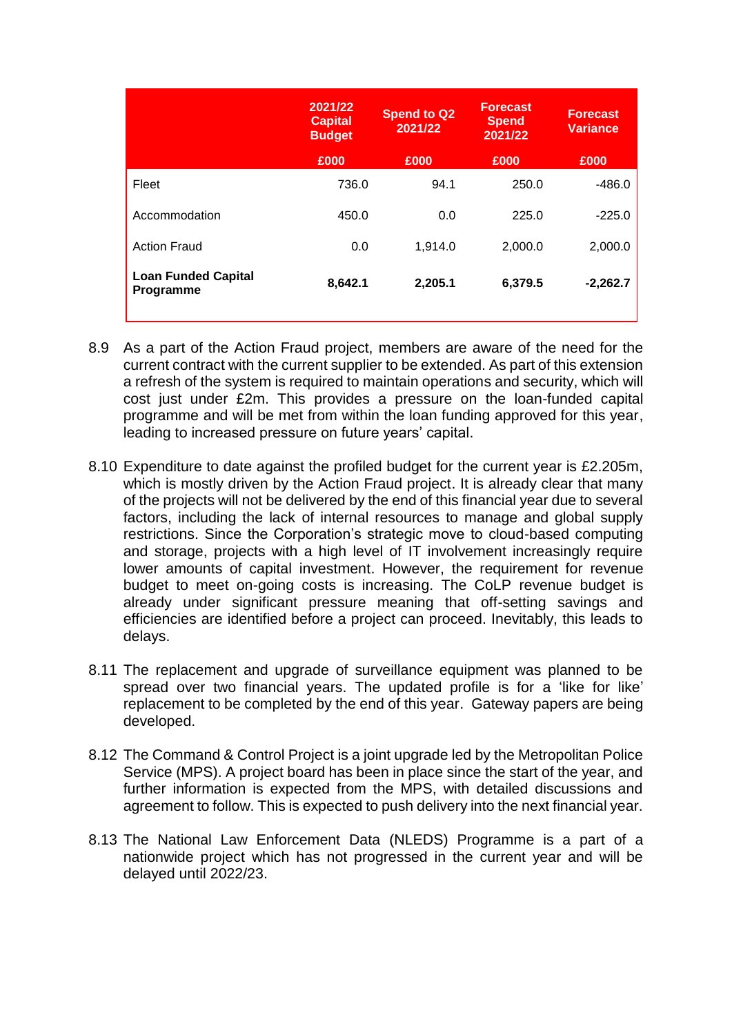| | 2021/22 Capital Budget | Spend to Q2 2021/22 | Forecast Spend 2021/22 | Forecast Variance |
|---|---|---|---|---|
| | £000 | £000 | £000 | £000 |
| Fleet | 736.0 | 94.1 | 250.0 | -486.0 |
| Accommodation | 450.0 | 0.0 | 225.0 | -225.0 |
| Action Fraud | 0.0 | 1,914.0 | 2,000.0 | 2,000.0 |
| **Loan Funded Capital Programme** | **8,642.1** | **2,205.1** | **6,379.5** | **-2,262.7** |

8.9 As a part of the Action Fraud project, members are aware of the need for the current contract with the current supplier to be extended. As part of this extension a refresh of the system is required to maintain operations and security, which will cost just under £2m. This provides a pressure on the loan-funded capital programme and will be met from within the loan funding approved for this year, leading to increased pressure on future years' capital.

8.10 Expenditure to date against the profiled budget for the current year is £2.205m, which is mostly driven by the Action Fraud project. It is already clear that many of the projects will not be delivered by the end of this financial year due to several factors, including the lack of internal resources to manage and global supply restrictions. Since the Corporation's strategic move to cloud-based computing and storage, projects with a high level of IT involvement increasingly require lower amounts of capital investment. However, the requirement for revenue budget to meet on-going costs is increasing. The CoLP revenue budget is already under significant pressure meaning that off-setting savings and efficiencies are identified before a project can proceed. Inevitably, this leads to delays.

8.11 The replacement and upgrade of surveillance equipment was planned to be spread over two financial years. The updated profile is for a 'like for like' replacement to be completed by the end of this year. Gateway papers are being developed.

8.12 The Command & Control Project is a joint upgrade led by the Metropolitan Police Service (MPS). A project board has been in place since the start of the year, and further information is expected from the MPS, with detailed discussions and agreement to follow. This is expected to push delivery into the next financial year.

8.13 The National Law Enforcement Data (NLEDS) Programme is a part of a nationwide project which has not progressed in the current year and will be delayed until 2022/23.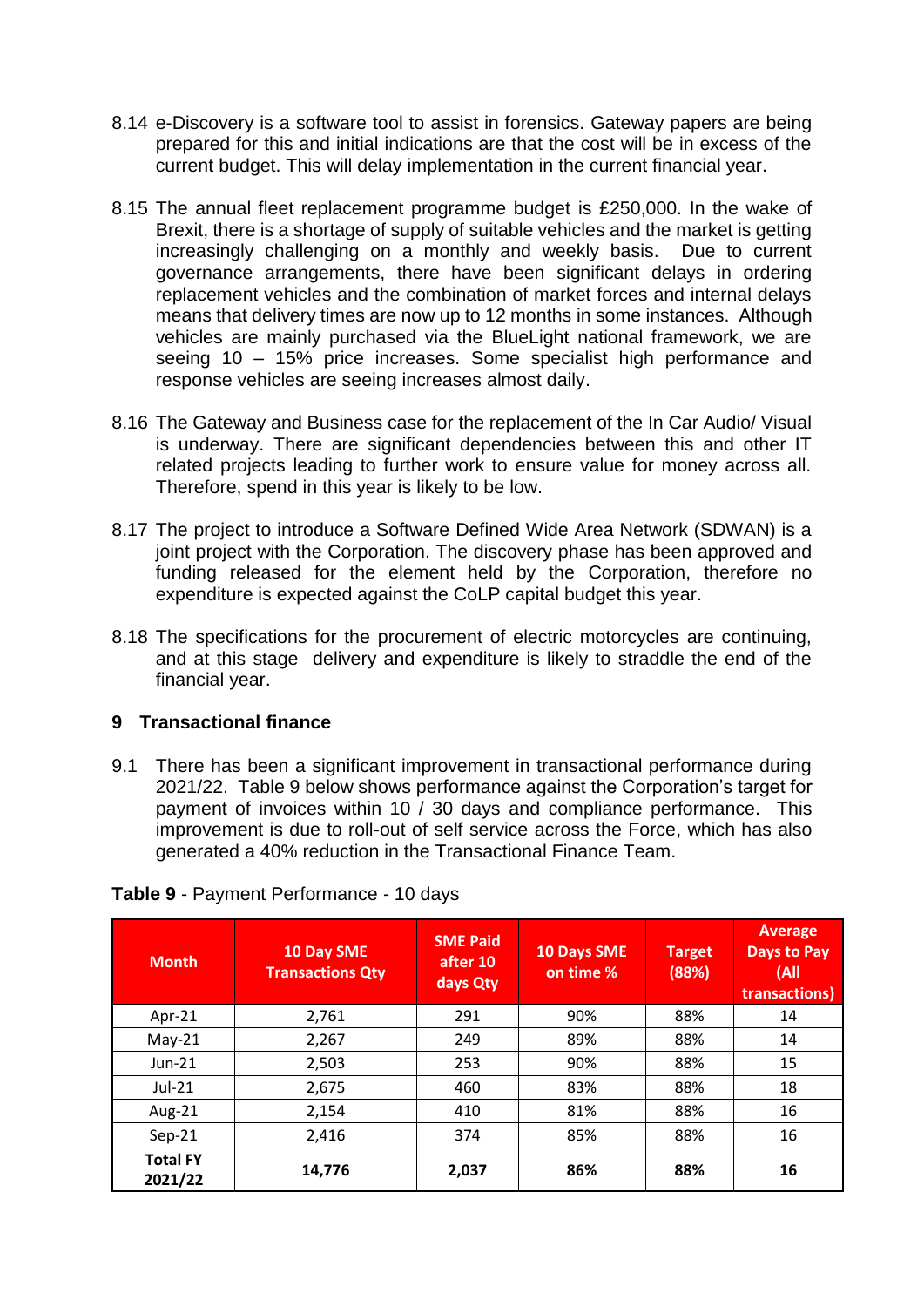8.14 e-Discovery is a software tool to assist in forensics. Gateway papers are being prepared for this and initial indications are that the cost will be in excess of the current budget. This will delay implementation in the current financial year.

8.15 The annual fleet replacement programme budget is £250,000. In the wake of Brexit, there is a shortage of supply of suitable vehicles and the market is getting increasingly challenging on a monthly and weekly basis. Due to current governance arrangements, there have been significant delays in ordering replacement vehicles and the combination of market forces and internal delays means that delivery times are now up to 12 months in some instances. Although vehicles are mainly purchased via the BlueLight national framework, we are seeing 10 – 15% price increases. Some specialist high performance and response vehicles are seeing increases almost daily.

8.16 The Gateway and Business case for the replacement of the In Car Audio/ Visual is underway. There are significant dependencies between this and other IT related projects leading to further work to ensure value for money across all. Therefore, spend in this year is likely to be low.

8.17 The project to introduce a Software Defined Wide Area Network (SDWAN) is a joint project with the Corporation. The discovery phase has been approved and funding released for the element held by the Corporation, therefore no expenditure is expected against the CoLP capital budget this year.

8.18 The specifications for the procurement of electric motorcycles are continuing, and at this stage delivery and expenditure is likely to straddle the end of the financial year.

## 9 Transactional finance

9.1 There has been a significant improvement in transactional performance during 2021/22. Table 9 below shows performance against the Corporation's target for payment of invoices within 10 / 30 days and compliance performance. This improvement is due to roll-out of self service across the Force, which has also generated a 40% reduction in the Transactional Finance Team.

**Table 9** - Payment Performance - 10 days

| Month | 10 Day SME Transactions Qty | SME Paid after 10 days Qty | 10 Days SME on time % | Target (88%) | Average Days to Pay (All transactions) |
|---|---|---|---|---|---|
| Apr-21 | 2,761 | 291 | 90% | 88% | 14 |
| May-21 | 2,267 | 249 | 89% | 88% | 14 |
| Jun-21 | 2,503 | 253 | 90% | 88% | 15 |
| Jul-21 | 2,675 | 460 | 83% | 88% | 18 |
| Aug-21 | 2,154 | 410 | 81% | 88% | 16 |
| Sep-21 | 2,416 | 374 | 85% | 88% | 16 |
| **Total FY 2021/22** | **14,776** | **2,037** | **86%** | **88%** | **16** |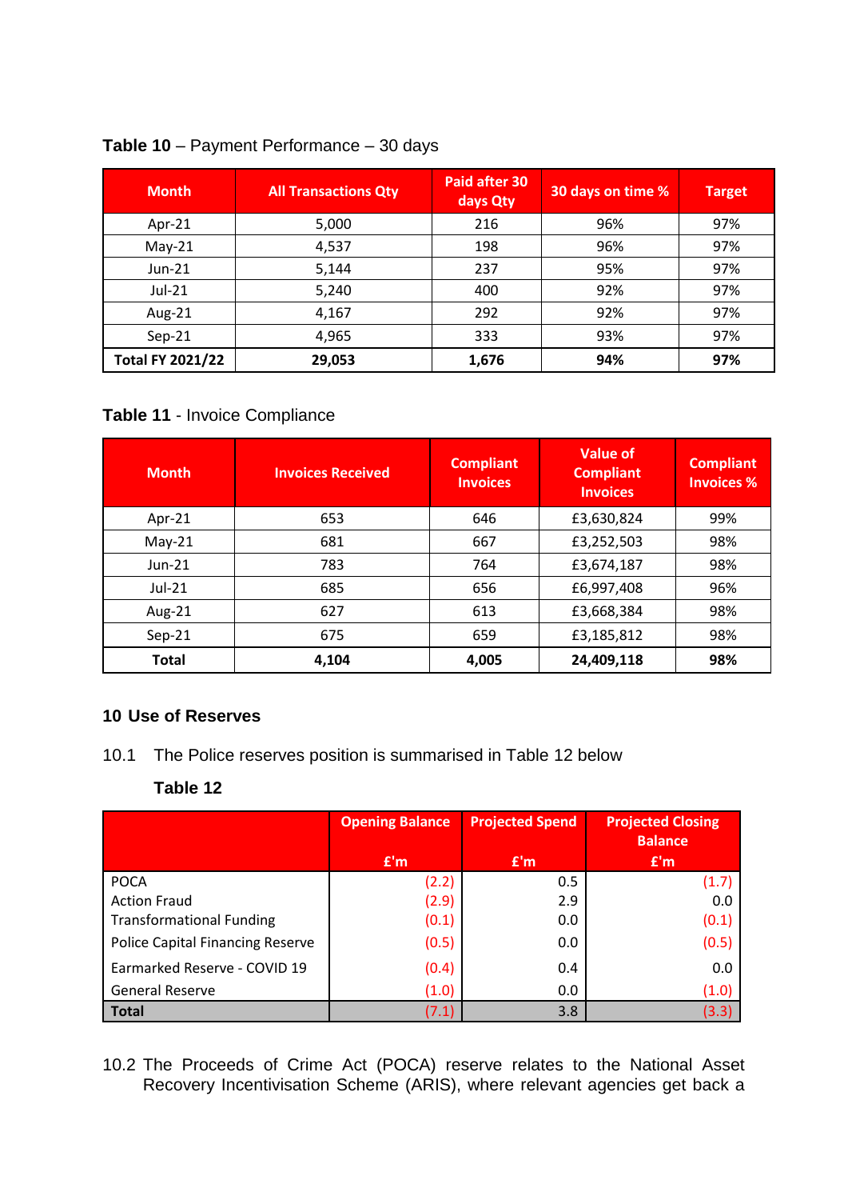**Table 10** – Payment Performance – 30 days

| Month | All Transactions Qty | Paid after 30 days Qty | 30 days on time % | Target |
|---|---|---|---|---|
| Apr-21 | 5,000 | 216 | 96% | 97% |
| May-21 | 4,537 | 198 | 96% | 97% |
| Jun-21 | 5,144 | 237 | 95% | 97% |
| Jul-21 | 5,240 | 400 | 92% | 97% |
| Aug-21 | 4,167 | 292 | 92% | 97% |
| Sep-21 | 4,965 | 333 | 93% | 97% |
| **Total FY 2021/22** | **29,053** | **1,676** | **94%** | **97%** |

**Table 11** - Invoice Compliance

| Month | Invoices Received | Compliant Invoices | Value of Compliant Invoices | Compliant Invoices % |
|---|---|---|---|---|
| Apr-21 | 653 | 646 | £3,630,824 | 99% |
| May-21 | 681 | 667 | £3,252,503 | 98% |
| Jun-21 | 783 | 764 | £3,674,187 | 98% |
| Jul-21 | 685 | 656 | £6,997,408 | 96% |
| Aug-21 | 627 | 613 | £3,668,384 | 98% |
| Sep-21 | 675 | 659 | £3,185,812 | 98% |
| **Total** | **4,104** | **4,005** | **24,409,118** | **98%** |

## 10 Use of Reserves

10.1 The Police reserves position is summarised in Table 12 below

**Table 12**

| | Opening Balance £'m | Projected Spend £'m | Projected Closing Balance £'m |
|---|---|---|---|
| POCA | (2.2) | 0.5 | (1.7) |
| Action Fraud | (2.9) | 2.9 | 0.0 |
| Transformational Funding | (0.1) | 0.0 | (0.1) |
| Police Capital Financing Reserve | (0.5) | 0.0 | (0.5) |
| Earmarked Reserve - COVID 19 | (0.4) | 0.4 | 0.0 |
| General Reserve | (1.0) | 0.0 | (1.0) |
| **Total** | (7.1) | 3.8 | (3.3) |

10.2 The Proceeds of Crime Act (POCA) reserve relates to the National Asset Recovery Incentivisation Scheme (ARIS), where relevant agencies get back a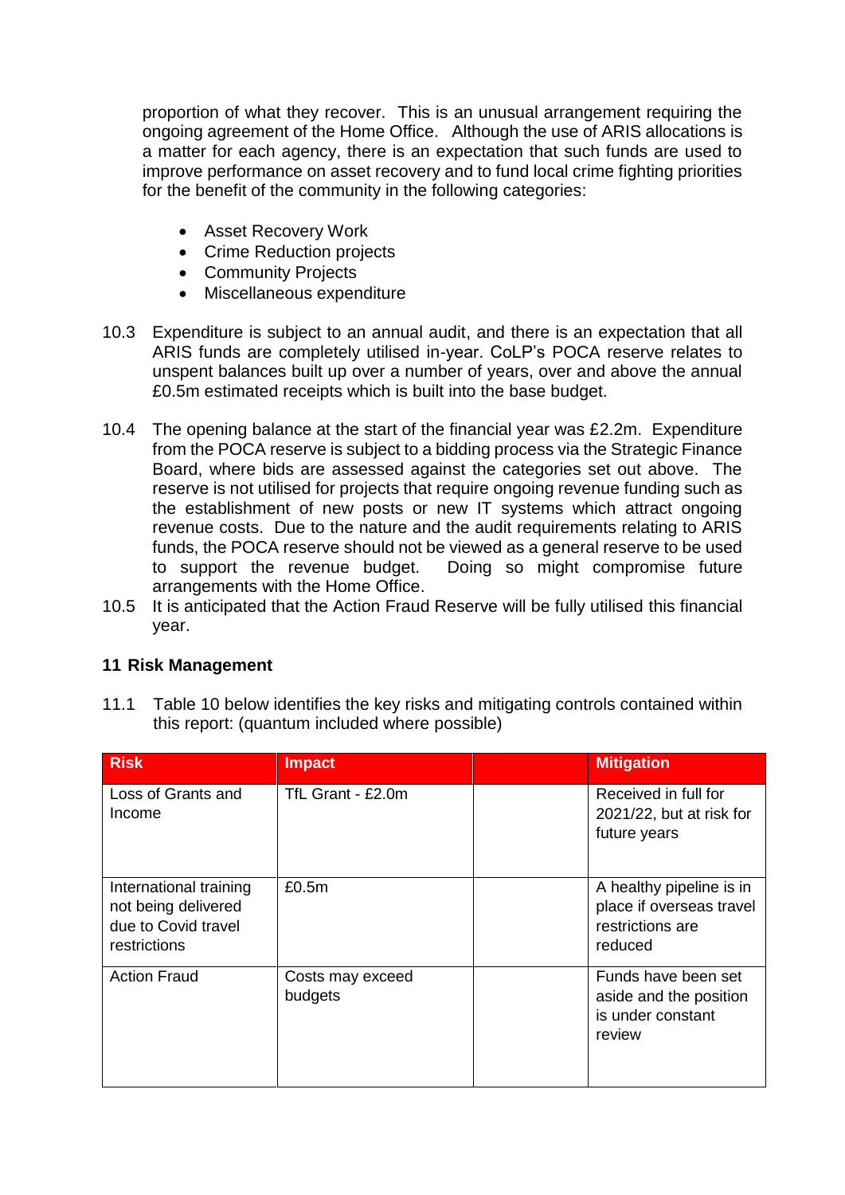proportion of what they recover. This is an unusual arrangement requiring the ongoing agreement of the Home Office. Although the use of ARIS allocations is a matter for each agency, there is an expectation that such funds are used to improve performance on asset recovery and to fund local crime fighting priorities for the benefit of the community in the following categories:

- Asset Recovery Work
- Crime Reduction projects
- Community Projects
- Miscellaneous expenditure

10.3 Expenditure is subject to an annual audit, and there is an expectation that all ARIS funds are completely utilised in-year. CoLP's POCA reserve relates to unspent balances built up over a number of years, over and above the annual £0.5m estimated receipts which is built into the base budget.

10.4 The opening balance at the start of the financial year was £2.2m. Expenditure from the POCA reserve is subject to a bidding process via the Strategic Finance Board, where bids are assessed against the categories set out above. The reserve is not utilised for projects that require ongoing revenue funding such as the establishment of new posts or new IT systems which attract ongoing revenue costs. Due to the nature and the audit requirements relating to ARIS funds, the POCA reserve should not be viewed as a general reserve to be used to support the revenue budget. Doing so might compromise future arrangements with the Home Office.

10.5 It is anticipated that the Action Fraud Reserve will be fully utilised this financial year.

## 11 Risk Management

11.1 Table 10 below identifies the key risks and mitigating controls contained within this report: (quantum included where possible)

| Risk | Impact | | Mitigation |
|---|---|---|---|
| Loss of Grants and Income | TfL Grant - £2.0m | | Received in full for 2021/22, but at risk for future years |
| International training not being delivered due to Covid travel restrictions | £0.5m | | A healthy pipeline is in place if overseas travel restrictions are reduced |
| Action Fraud | Costs may exceed budgets | | Funds have been set aside and the position is under constant review |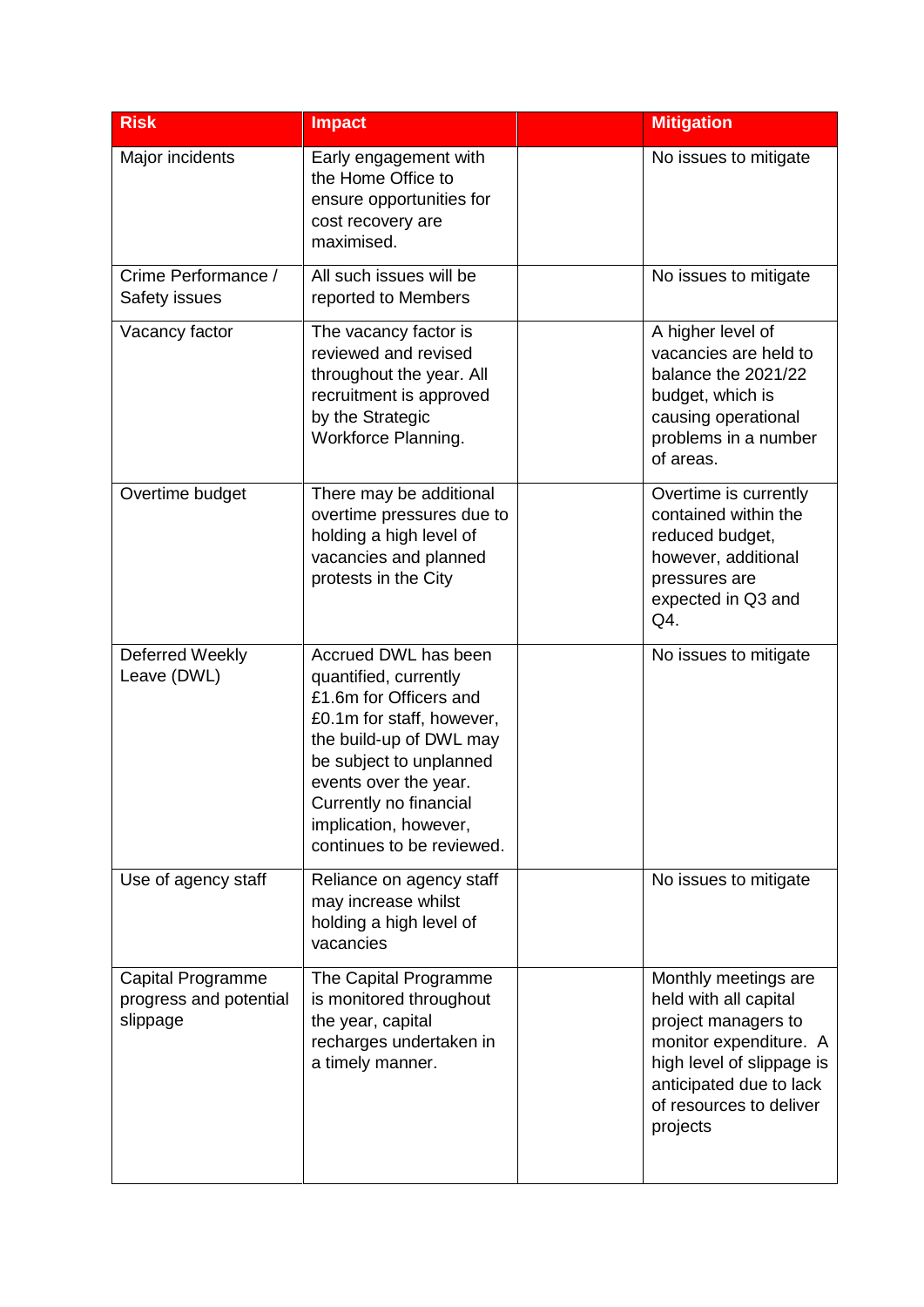| Risk | Impact | | Mitigation |
|---|---|---|---|
| Major incidents | Early engagement with the Home Office to ensure opportunities for cost recovery are maximised. | | No issues to mitigate |
| Crime Performance / Safety issues | All such issues will be reported to Members | | No issues to mitigate |
| Vacancy factor | The vacancy factor is reviewed and revised throughout the year. All recruitment is approved by the Strategic Workforce Planning. | | A higher level of vacancies are held to balance the 2021/22 budget, which is causing operational problems in a number of areas. |
| Overtime budget | There may be additional overtime pressures due to holding a high level of vacancies and planned protests in the City | | Overtime is currently contained within the reduced budget, however, additional pressures are expected in Q3 and Q4. |
| Deferred Weekly Leave (DWL) | Accrued DWL has been quantified, currently £1.6m for Officers and £0.1m for staff, however, the build-up of DWL may be subject to unplanned events over the year. Currently no financial implication, however, continues to be reviewed. | | No issues to mitigate |
| Use of agency staff | Reliance on agency staff may increase whilst holding a high level of vacancies | | No issues to mitigate |
| Capital Programme progress and potential slippage | The Capital Programme is monitored throughout the year, capital recharges undertaken in a timely manner. | | Monthly meetings are held with all capital project managers to monitor expenditure. A high level of slippage is anticipated due to lack of resources to deliver projects |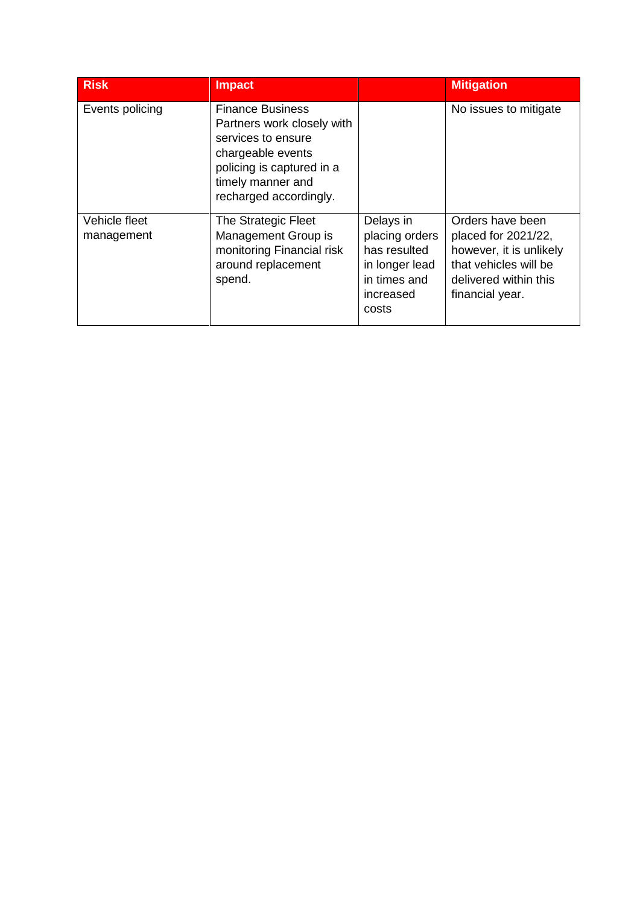| Risk | Impact | | Mitigation |
|---|---|---|---|
| Events policing | Finance Business Partners work closely with services to ensure chargeable events policing is captured in a timely manner and recharged accordingly. | | No issues to mitigate |
| Vehicle fleet management | The Strategic Fleet Management Group is monitoring Financial risk around replacement spend. | Delays in placing orders has resulted in longer lead in times and increased costs | Orders have been placed for 2021/22, however, it is unlikely that vehicles will be delivered within this financial year. |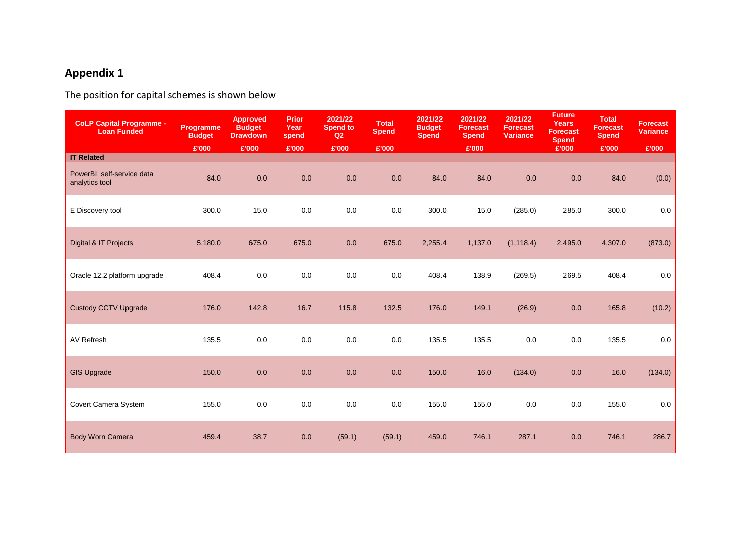## Appendix 1

The position for capital schemes is shown below

| CoLP Capital Programme - Loan Funded | Programme Budget | Approved Budget Drawdown | Prior Year spend | 2021/22 Spend to Q2 | Total Spend | 2021/22 Budget Spend | 2021/22 Forecast Spend | 2021/22 Forecast Variance | Future Years Forecast Spend | Total Forecast Spend | Forecast Variance |
|---|---|---|---|---|---|---|---|---|---|---|---|
| | £'000 | £'000 | £'000 | £'000 | £'000 | | £'000 | | £'000 | £'000 | £'000 |
| **IT Related** | | | | | | | | | | | |
| PowerBI self-service data analytics tool | 84.0 | 0.0 | 0.0 | 0.0 | 0.0 | 84.0 | 84.0 | 0.0 | 0.0 | 84.0 | (0.0) |
| E Discovery tool | 300.0 | 15.0 | 0.0 | 0.0 | 0.0 | 300.0 | 15.0 | (285.0) | 285.0 | 300.0 | 0.0 |
| Digital & IT Projects | 5,180.0 | 675.0 | 675.0 | 0.0 | 675.0 | 2,255.4 | 1,137.0 | (1,118.4) | 2,495.0 | 4,307.0 | (873.0) |
| Oracle 12.2 platform upgrade | 408.4 | 0.0 | 0.0 | 0.0 | 0.0 | 408.4 | 138.9 | (269.5) | 269.5 | 408.4 | 0.0 |
| Custody CCTV Upgrade | 176.0 | 142.8 | 16.7 | 115.8 | 132.5 | 176.0 | 149.1 | (26.9) | 0.0 | 165.8 | (10.2) |
| AV Refresh | 135.5 | 0.0 | 0.0 | 0.0 | 0.0 | 135.5 | 135.5 | 0.0 | 0.0 | 135.5 | 0.0 |
| GIS Upgrade | 150.0 | 0.0 | 0.0 | 0.0 | 0.0 | 150.0 | 16.0 | (134.0) | 0.0 | 16.0 | (134.0) |
| Covert Camera System | 155.0 | 0.0 | 0.0 | 0.0 | 0.0 | 155.0 | 155.0 | 0.0 | 0.0 | 155.0 | 0.0 |
| Body Worn Camera | 459.4 | 38.7 | 0.0 | (59.1) | (59.1) | 459.0 | 746.1 | 287.1 | 0.0 | 746.1 | 286.7 |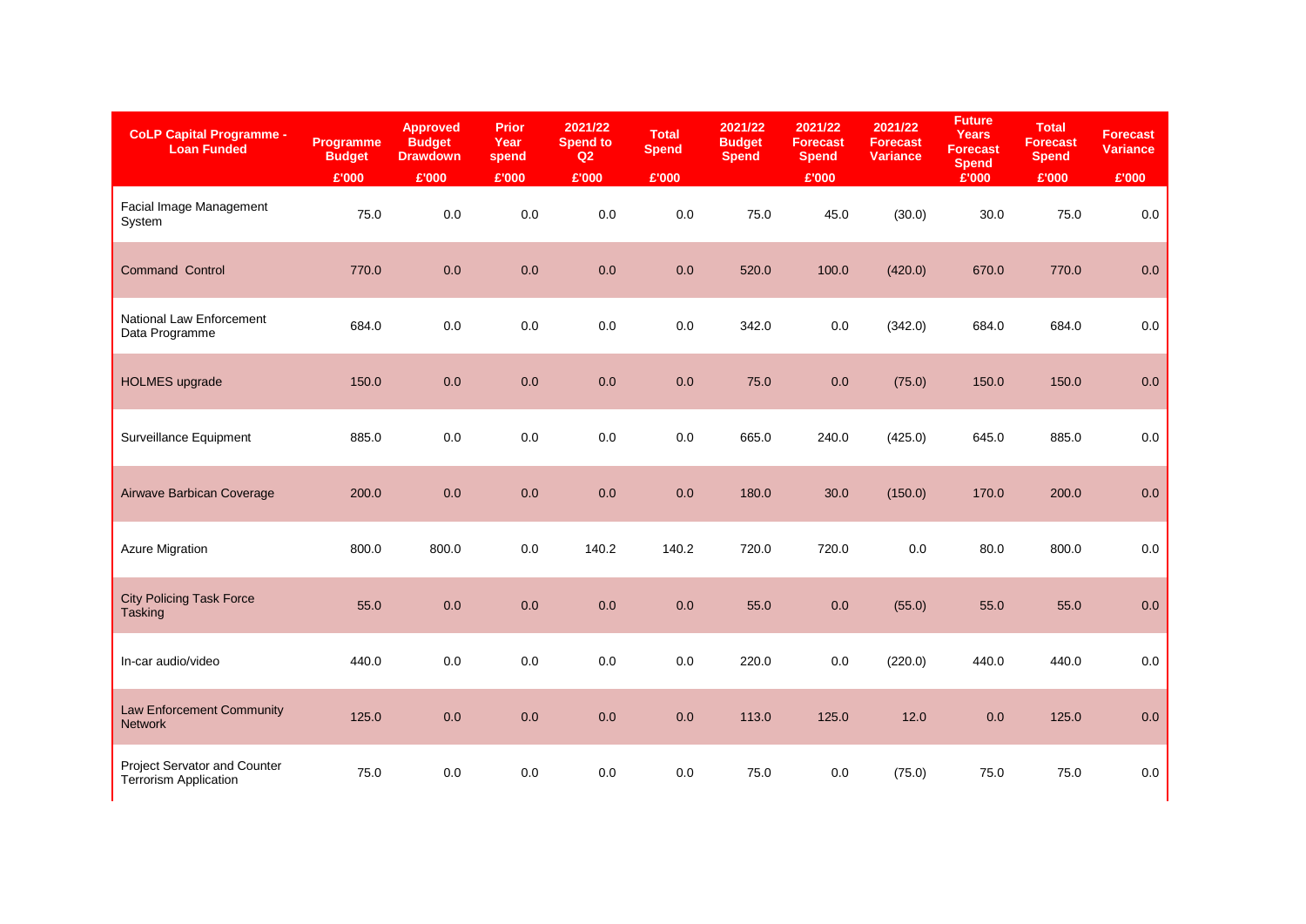| CoLP Capital Programme - Loan Funded | Programme Budget | Approved Budget Drawdown | Prior Year spend | 2021/22 Spend to Q2 | Total Spend | 2021/22 Budget Spend | 2021/22 Forecast Spend | 2021/22 Forecast Variance | Future Years Forecast Spend | Total Forecast Spend | Forecast Variance |
|---|---|---|---|---|---|---|---|---|---|---|---|
| | £'000 | £'000 | £'000 | £'000 | £'000 | | £'000 | | £'000 | £'000 | £'000 |
| Facial Image Management System | 75.0 | 0.0 | 0.0 | 0.0 | 0.0 | 75.0 | 45.0 | (30.0) | 30.0 | 75.0 | 0.0 |
| Command Control | 770.0 | 0.0 | 0.0 | 0.0 | 0.0 | 520.0 | 100.0 | (420.0) | 670.0 | 770.0 | 0.0 |
| National Law Enforcement Data Programme | 684.0 | 0.0 | 0.0 | 0.0 | 0.0 | 342.0 | 0.0 | (342.0) | 684.0 | 684.0 | 0.0 |
| HOLMES upgrade | 150.0 | 0.0 | 0.0 | 0.0 | 0.0 | 75.0 | 0.0 | (75.0) | 150.0 | 150.0 | 0.0 |
| Surveillance Equipment | 885.0 | 0.0 | 0.0 | 0.0 | 0.0 | 665.0 | 240.0 | (425.0) | 645.0 | 885.0 | 0.0 |
| Airwave Barbican Coverage | 200.0 | 0.0 | 0.0 | 0.0 | 0.0 | 180.0 | 30.0 | (150.0) | 170.0 | 200.0 | 0.0 |
| Azure Migration | 800.0 | 800.0 | 0.0 | 140.2 | 140.2 | 720.0 | 720.0 | 0.0 | 80.0 | 800.0 | 0.0 |
| City Policing Task Force Tasking | 55.0 | 0.0 | 0.0 | 0.0 | 0.0 | 55.0 | 0.0 | (55.0) | 55.0 | 55.0 | 0.0 |
| In-car audio/video | 440.0 | 0.0 | 0.0 | 0.0 | 0.0 | 220.0 | 0.0 | (220.0) | 440.0 | 440.0 | 0.0 |
| Law Enforcement Community Network | 125.0 | 0.0 | 0.0 | 0.0 | 0.0 | 113.0 | 125.0 | 12.0 | 0.0 | 125.0 | 0.0 |
| Project Servator and Counter Terrorism Application | 75.0 | 0.0 | 0.0 | 0.0 | 0.0 | 75.0 | 0.0 | (75.0) | 75.0 | 75.0 | 0.0 |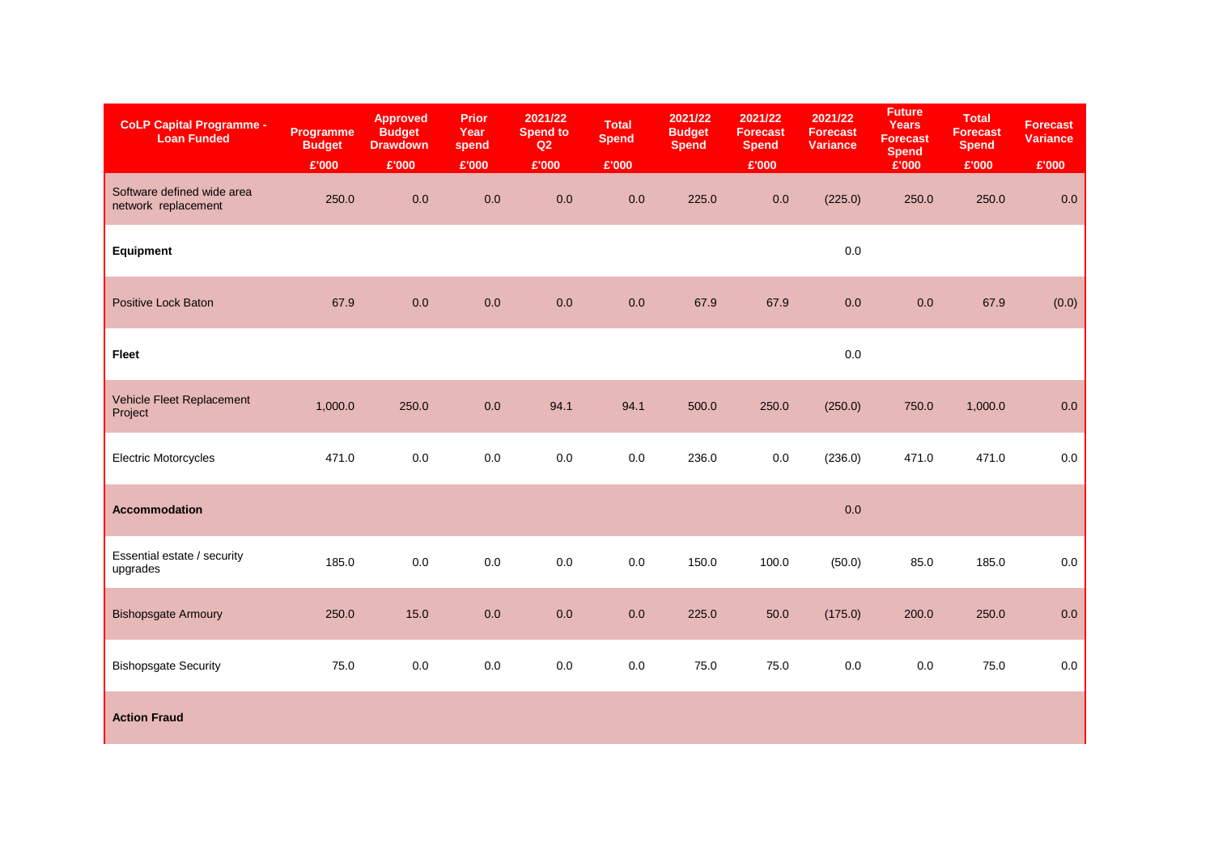| CoLP Capital Programme - Loan Funded | Programme Budget £'000 | Approved Budget Drawdown £'000 | Prior Year spend £'000 | 2021/22 Spend to Q2 £'000 | Total Spend £'000 | 2021/22 Budget Spend | 2021/22 Forecast Spend £'000 | 2021/22 Forecast Variance | Future Years Forecast Spend £'000 | Total Forecast Spend £'000 | Forecast Variance £'000 |
|---|---|---|---|---|---|---|---|---|---|---|---|
| Software defined wide area network replacement | 250.0 | 0.0 | 0.0 | 0.0 | 0.0 | 225.0 | 0.0 | (225.0) | 250.0 | 250.0 | 0.0 |
| **Equipment** | | | | | | | | 0.0 | | | |
| Positive Lock Baton | 67.9 | 0.0 | 0.0 | 0.0 | 0.0 | 67.9 | 67.9 | 0.0 | 0.0 | 67.9 | (0.0) |
| **Fleet** | | | | | | | | 0.0 | | | |
| Vehicle Fleet Replacement Project | 1,000.0 | 250.0 | 0.0 | 94.1 | 94.1 | 500.0 | 250.0 | (250.0) | 750.0 | 1,000.0 | 0.0 |
| Electric Motorcycles | 471.0 | 0.0 | 0.0 | 0.0 | 0.0 | 236.0 | 0.0 | (236.0) | 471.0 | 471.0 | 0.0 |
| **Accommodation** | | | | | | | | 0.0 | | | |
| Essential estate / security upgrades | 185.0 | 0.0 | 0.0 | 0.0 | 0.0 | 150.0 | 100.0 | (50.0) | 85.0 | 185.0 | 0.0 |
| Bishopsgate Armoury | 250.0 | 15.0 | 0.0 | 0.0 | 0.0 | 225.0 | 50.0 | (175.0) | 200.0 | 250.0 | 0.0 |
| Bishopsgate Security | 75.0 | 0.0 | 0.0 | 0.0 | 0.0 | 75.0 | 75.0 | 0.0 | 0.0 | 75.0 | 0.0 |
| **Action Fraud** | | | | | | | | | | | |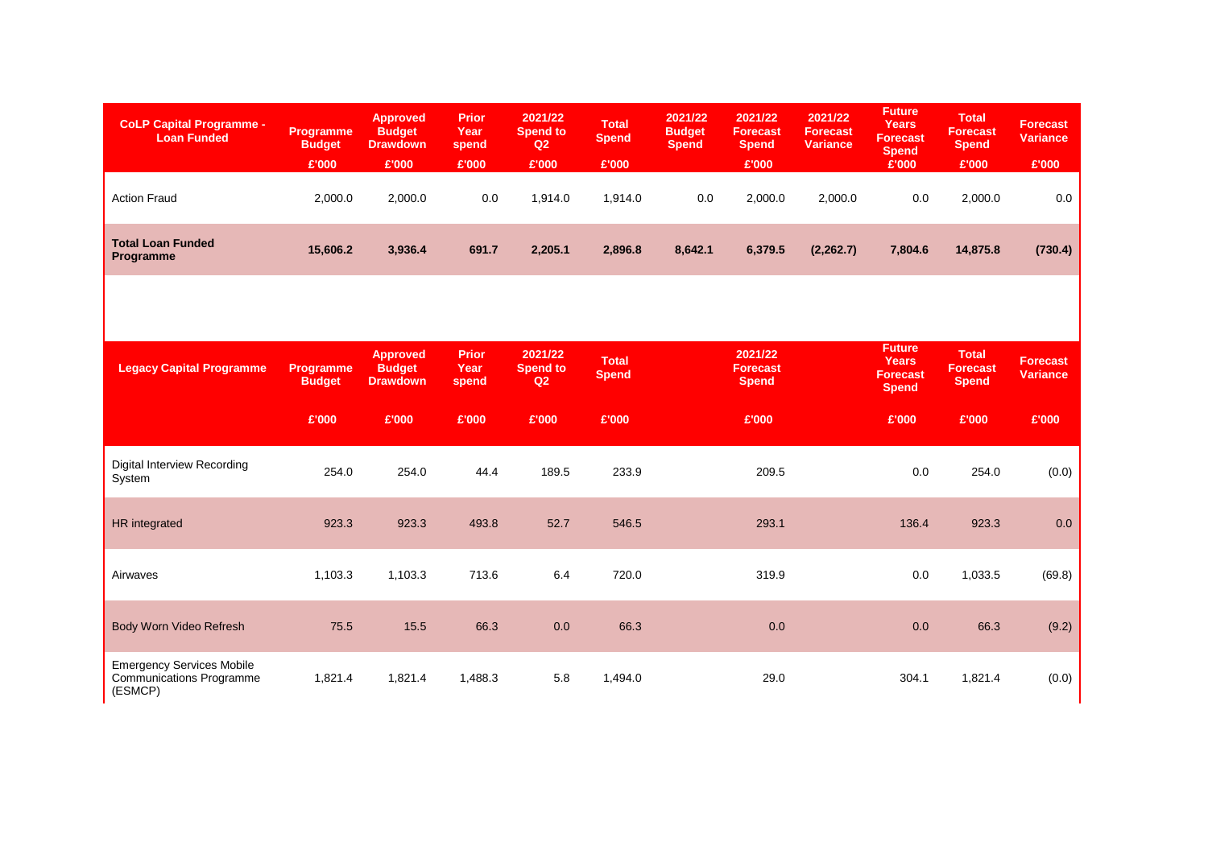| CoLP Capital Programme - Loan Funded | Programme Budget | Approved Budget Drawdown | Prior Year spend | 2021/22 Spend to Q2 | Total Spend | 2021/22 Budget Spend | 2021/22 Forecast Spend | 2021/22 Forecast Variance | Future Years Forecast Spend | Total Forecast Spend | Forecast Variance |
|---|---|---|---|---|---|---|---|---|---|---|---|
| | £'000 | £'000 | £'000 | £'000 | £'000 | | £'000 | | £'000 | £'000 | £'000 |
| Action Fraud | 2,000.0 | 2,000.0 | 0.0 | 1,914.0 | 1,914.0 | 0.0 | 2,000.0 | 2,000.0 | 0.0 | 2,000.0 | 0.0 |
| **Total Loan Funded Programme** | **15,606.2** | **3,936.4** | **691.7** | **2,205.1** | **2,896.8** | **8,642.1** | **6,379.5** | **(2,262.7)** | **7,804.6** | **14,875.8** | **(730.4)** |

| Legacy Capital Programme | Programme Budget | Approved Budget Drawdown | Prior Year spend | 2021/22 Spend to Q2 | Total Spend | 2021/22 Forecast Spend | Future Years Forecast Spend | Total Forecast Spend | Forecast Variance |
|---|---|---|---|---|---|---|---|---|---|
| | £'000 | £'000 | £'000 | £'000 | £'000 | £'000 | £'000 | £'000 | £'000 |
| Digital Interview Recording System | 254.0 | 254.0 | 44.4 | 189.5 | 233.9 | 209.5 | 0.0 | 254.0 | (0.0) |
| HR integrated | 923.3 | 923.3 | 493.8 | 52.7 | 546.5 | 293.1 | 136.4 | 923.3 | 0.0 |
| Airwaves | 1,103.3 | 1,103.3 | 713.6 | 6.4 | 720.0 | 319.9 | 0.0 | 1,033.5 | (69.8) |
| Body Worn Video Refresh | 75.5 | 15.5 | 66.3 | 0.0 | 66.3 | 0.0 | 0.0 | 66.3 | (9.2) |
| Emergency Services Mobile Communications Programme (ESMCP) | 1,821.4 | 1,821.4 | 1,488.3 | 5.8 | 1,494.0 | 29.0 | 304.1 | 1,821.4 | (0.0) |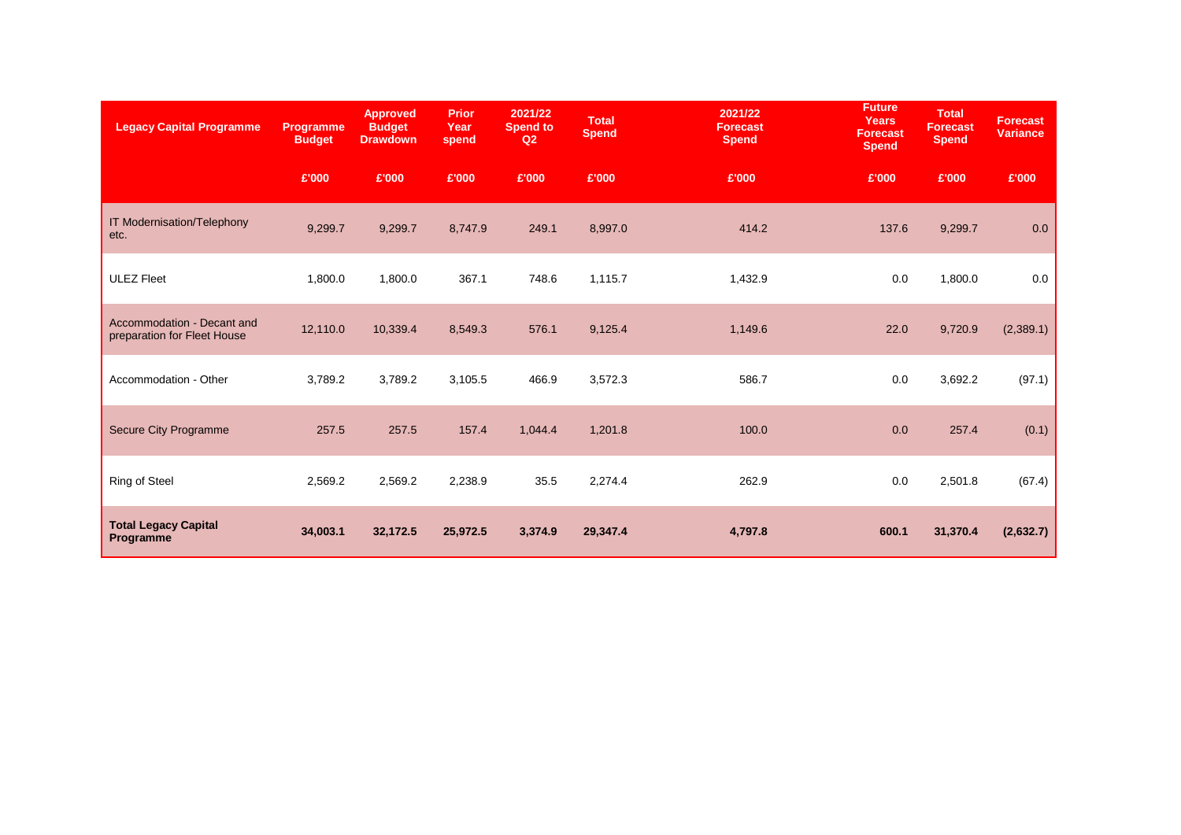| Legacy Capital Programme | Programme Budget | Approved Budget Drawdown | Prior Year spend | 2021/22 Spend to Q2 | Total Spend | 2021/22 Forecast Spend | Future Years Forecast Spend | Total Forecast Spend | Forecast Variance |
|---|---|---|---|---|---|---|---|---|---|
| | £'000 | £'000 | £'000 | £'000 | £'000 | £'000 | £'000 | £'000 | £'000 |
| IT Modernisation/Telephony etc. | 9,299.7 | 9,299.7 | 8,747.9 | 249.1 | 8,997.0 | 414.2 | 137.6 | 9,299.7 | 0.0 |
| ULEZ Fleet | 1,800.0 | 1,800.0 | 367.1 | 748.6 | 1,115.7 | 1,432.9 | 0.0 | 1,800.0 | 0.0 |
| Accommodation - Decant and preparation for Fleet House | 12,110.0 | 10,339.4 | 8,549.3 | 576.1 | 9,125.4 | 1,149.6 | 22.0 | 9,720.9 | (2,389.1) |
| Accommodation - Other | 3,789.2 | 3,789.2 | 3,105.5 | 466.9 | 3,572.3 | 586.7 | 0.0 | 3,692.2 | (97.1) |
| Secure City Programme | 257.5 | 257.5 | 157.4 | 1,044.4 | 1,201.8 | 100.0 | 0.0 | 257.4 | (0.1) |
| Ring of Steel | 2,569.2 | 2,569.2 | 2,238.9 | 35.5 | 2,274.4 | 262.9 | 0.0 | 2,501.8 | (67.4) |
| **Total Legacy Capital Programme** | **34,003.1** | **32,172.5** | **25,972.5** | **3,374.9** | **29,347.4** | **4,797.8** | **600.1** | **31,370.4** | **(2,632.7)** |